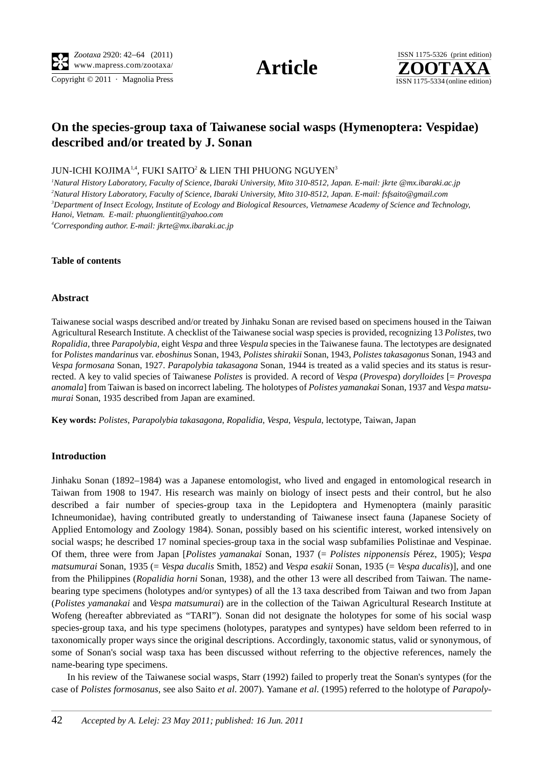# On the species-group taxa of Taiwanese social wasps (Hymenoptera: Vespidae) described and/or treated by J. Sonan

JUN-ICHI KOJIMA[1,4], FUKI SAITO[2] & LIEN THI PHUONG NGUYEN[3]

[1]*Natural History Laboratory, Faculty of Science, Ibaraki University, Mito 310-8512, Japan. E-mail: jkrte @mx.ibaraki.ac.jp*
[2]*Natural History Laboratory, Faculty of Science, Ibaraki University, Mito 310-8512, Japan. E-mail: fsfsaito@gmail.com*
[3]*Department of Insect Ecology, Institute of Ecology and Biological Resources, Vietnamese Academy of Science and Technology, Hanoi, Vietnam. E-mail: phuonglientit@yahoo.com*
[4]*Corresponding author. E-mail: jkrte@mx.ibaraki.ac.jp*

**Table of contents**

**Abstract**

Taiwanese social wasps described and/or treated by Jinhaku Sonan are revised based on specimens housed in the Taiwan Agricultural Research Institute. A checklist of the Taiwanese social wasp species is provided, recognizing 13 *Polistes*, two *Ropalidia*, three *Parapolybia*, eight *Vespa* and three *Vespula* species in the Taiwanese fauna. The lectotypes are designated for *Polistes mandarinus* var. *eboshinus* Sonan, 1943, *Polistes shirakii* Sonan, 1943, *Polistes takasagonus* Sonan, 1943 and *Vespa formosana* Sonan, 1927. *Parapolybia takasagona* Sonan, 1944 is treated as a valid species and its status is resurrected. A key to valid species of Taiwanese *Polistes* is provided. A record of *Vespa* (*Provespa*) *dorylloides* [= *Provespa anomala*] from Taiwan is based on incorrect labeling. The holotypes of *Polistes yamanakai* Sonan, 1937 and *Vespa matsumurai* Sonan, 1935 described from Japan are examined.

**Key words:** *Polistes*, *Parapolybia takasagona*, *Ropalidia*, *Vespa*, *Vespula*, lectotype, Taiwan, Japan

**Introduction**

Jinhaku Sonan (1892–1984) was a Japanese entomologist, who lived and engaged in entomological research in Taiwan from 1908 to 1947. His research was mainly on biology of insect pests and their control, but he also described a fair number of species-group taxa in the Lepidoptera and Hymenoptera (mainly parasitic Ichneumonidae), having contributed greatly to understanding of Taiwanese insect fauna (Japanese Society of Applied Entomology and Zoology 1984). Sonan, possibly based on his scientific interest, worked intensively on social wasps; he described 17 nominal species-group taxa in the social wasp subfamilies Polistinae and Vespinae. Of them, three were from Japan [*Polistes yamanakai* Sonan, 1937 (= *Polistes nipponensis* Pérez, 1905); *Vespa matsumurai* Sonan, 1935 (= *Vespa ducalis* Smith, 1852) and *Vespa esakii* Sonan, 1935 (= *Vespa ducalis*)], and one from the Philippines (*Ropalidia horni* Sonan, 1938), and the other 13 were all described from Taiwan. The name-bearing type specimens (holotypes and/or syntypes) of all the 13 taxa described from Taiwan and two from Japan (*Polistes yamanakai* and *Vespa matsumurai*) are in the collection of the Taiwan Agricultural Research Institute at Wofeng (hereafter abbreviated as "TARI"). Sonan did not designate the holotypes for some of his social wasp species-group taxa, and his type specimens (holotypes, paratypes and syntypes) have seldom been referred to in taxonomically proper ways since the original descriptions. Accordingly, taxonomic status, valid or synonymous, of some of Sonan's social wasp taxa has been discussed without referring to the objective references, namely the name-bearing type specimens.

In his review of the Taiwanese social wasps, Starr (1992) failed to properly treat the Sonan's syntypes (for the case of *Polistes formosanus*, see also Saito *et al.* 2007). Yamane *et al.* (1995) referred to the holotype of *Parapoly-*

*Accepted by A. Lelej: 23 May 2011; published: 16 Jun. 2011*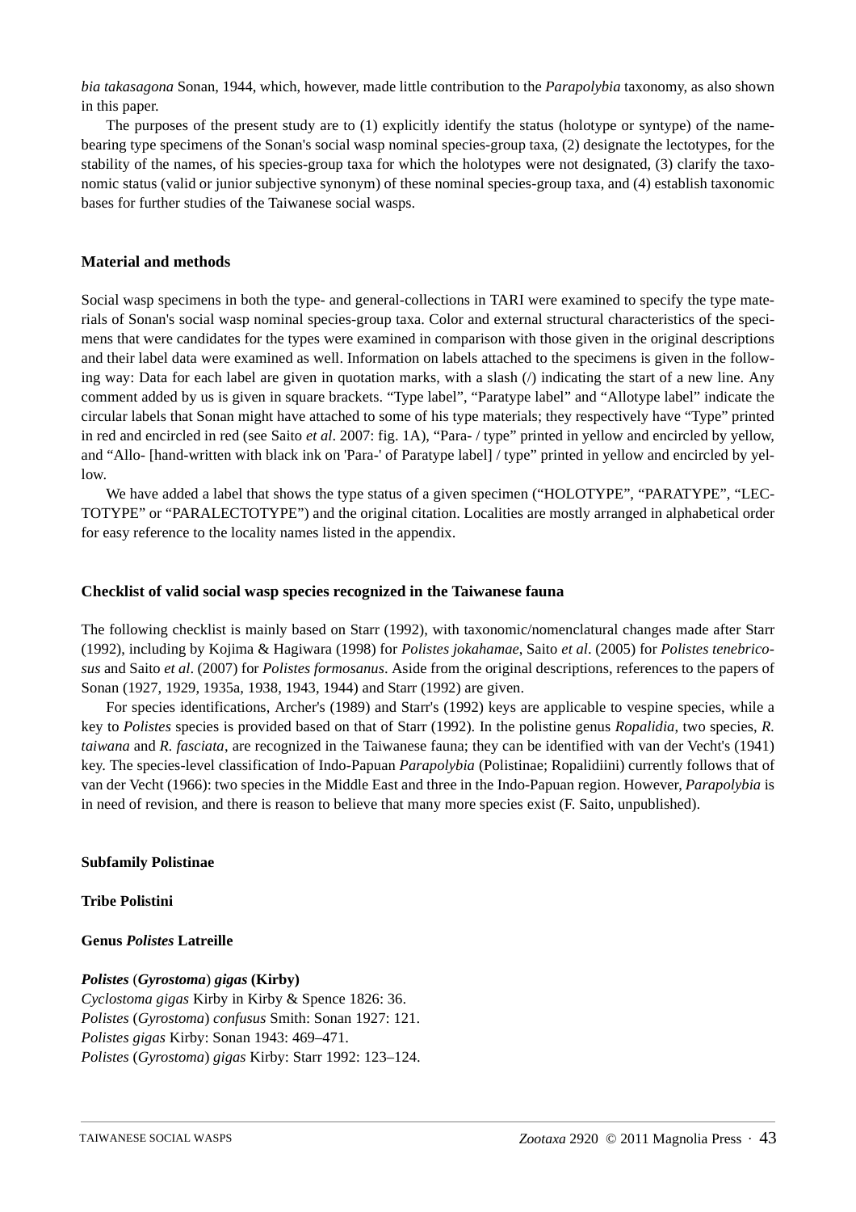*bia takasagona* Sonan, 1944, which, however, made little contribution to the *Parapolybia* taxonomy, as also shown in this paper.

The purposes of the present study are to (1) explicitly identify the status (holotype or syntype) of the name-bearing type specimens of the Sonan's social wasp nominal species-group taxa, (2) designate the lectotypes, for the stability of the names, of his species-group taxa for which the holotypes were not designated, (3) clarify the taxonomic status (valid or junior subjective synonym) of these nominal species-group taxa, and (4) establish taxonomic bases for further studies of the Taiwanese social wasps.

## Material and methods

Social wasp specimens in both the type- and general-collections in TARI were examined to specify the type materials of Sonan's social wasp nominal species-group taxa. Color and external structural characteristics of the specimens that were candidates for the types were examined in comparison with those given in the original descriptions and their label data were examined as well. Information on labels attached to the specimens is given in the following way: Data for each label are given in quotation marks, with a slash (/) indicating the start of a new line. Any comment added by us is given in square brackets. "Type label", "Paratype label" and "Allotype label" indicate the circular labels that Sonan might have attached to some of his type materials; they respectively have "Type" printed in red and encircled in red (see Saito *et al*. 2007: fig. 1A), "Para- / type" printed in yellow and encircled by yellow, and "Allo- [hand-written with black ink on 'Para-' of Paratype label] / type" printed in yellow and encircled by yellow.

We have added a label that shows the type status of a given specimen ("HOLOTYPE", "PARATYPE", "LECTOTYPE" or "PARALECTOTYPE") and the original citation. Localities are mostly arranged in alphabetical order for easy reference to the locality names listed in the appendix.

## Checklist of valid social wasp species recognized in the Taiwanese fauna

The following checklist is mainly based on Starr (1992), with taxonomic/nomenclatural changes made after Starr (1992), including by Kojima & Hagiwara (1998) for *Polistes jokahamae*, Saito *et al*. (2005) for *Polistes tenebricosus* and Saito *et al*. (2007) for *Polistes formosanus*. Aside from the original descriptions, references to the papers of Sonan (1927, 1929, 1935a, 1938, 1943, 1944) and Starr (1992) are given.

For species identifications, Archer's (1989) and Starr's (1992) keys are applicable to vespine species, while a key to *Polistes* species is provided based on that of Starr (1992). In the polistine genus *Ropalidia*, two species, *R. taiwana* and *R. fasciata*, are recognized in the Taiwanese fauna; they can be identified with van der Vecht's (1941) key. The species-level classification of Indo-Papuan *Parapolybia* (Polistinae; Ropalidiini) currently follows that of van der Vecht (1966): two species in the Middle East and three in the Indo-Papuan region. However, *Parapolybia* is in need of revision, and there is reason to believe that many more species exist (F. Saito, unpublished).

### Subfamily Polistinae

### Tribe Polistini

### Genus *Polistes* Latreille

***Polistes* (*Gyrostoma*) *gigas* (Kirby)**
*Cyclostoma gigas* Kirby in Kirby & Spence 1826: 36.
*Polistes* (*Gyrostoma*) *confusus* Smith: Sonan 1927: 121.
*Polistes gigas* Kirby: Sonan 1943: 469–471.
*Polistes* (*Gyrostoma*) *gigas* Kirby: Starr 1992: 123–124.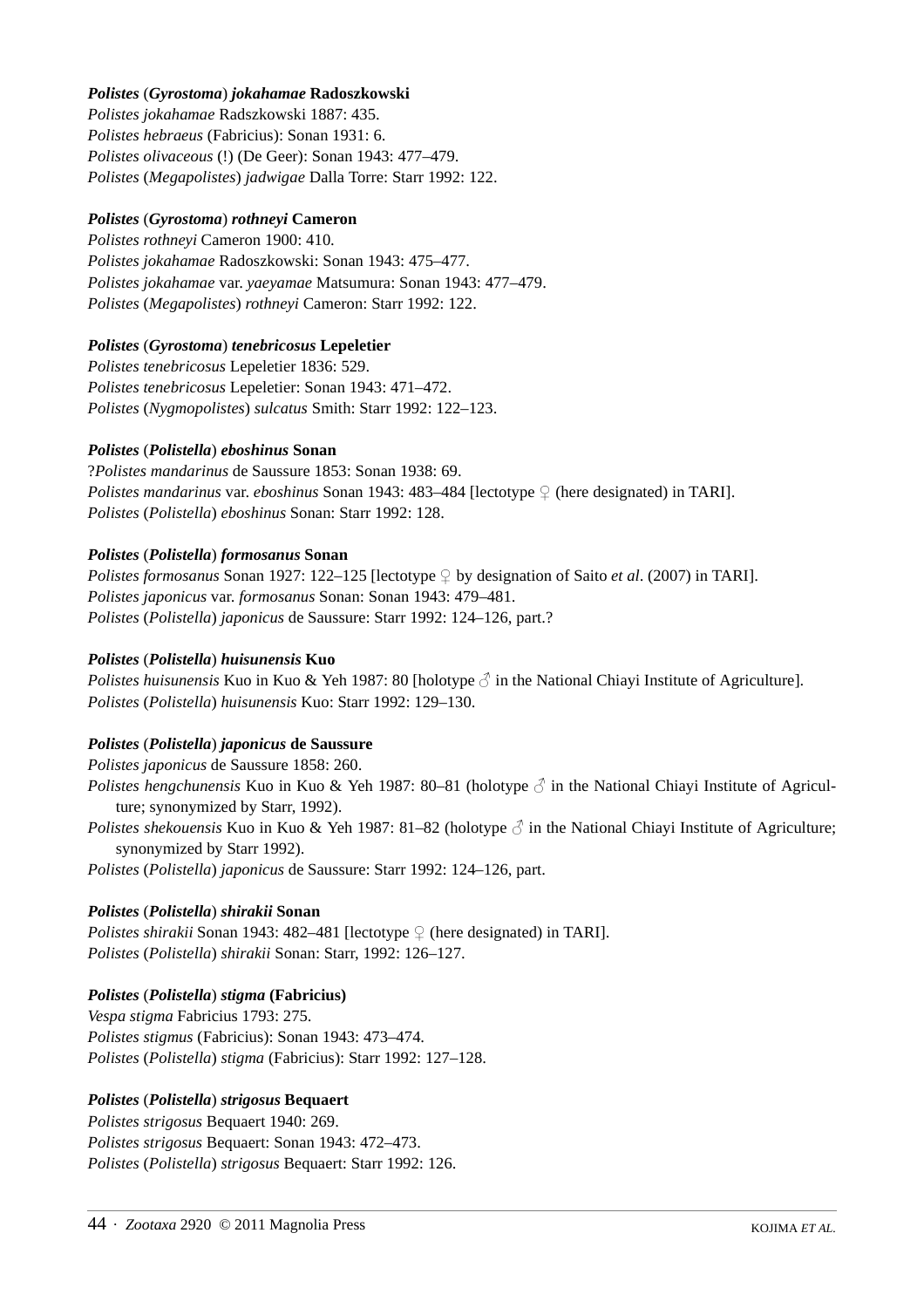***Polistes*** **(*Gyrostoma*)** ***jokahamae*** **Radoszkowski**

*Polistes jokahamae* Radszkowski 1887: 435.
*Polistes hebraeus* (Fabricius): Sonan 1931: 6.
*Polistes olivaceous* (!) (De Geer): Sonan 1943: 477–479.
*Polistes* (*Megapolistes*) *jadwigae* Dalla Torre: Starr 1992: 122.

***Polistes*** **(*Gyrostoma*)** ***rothneyi*** **Cameron**

*Polistes rothneyi* Cameron 1900: 410.
*Polistes jokahamae* Radoszkowski: Sonan 1943: 475–477.
*Polistes jokahamae* var. *yaeyamae* Matsumura: Sonan 1943: 477–479.
*Polistes* (*Megapolistes*) *rothneyi* Cameron: Starr 1992: 122.

***Polistes*** **(*Gyrostoma*)** ***tenebricosus*** **Lepeletier**

*Polistes tenebricosus* Lepeletier 1836: 529.
*Polistes tenebricosus* Lepeletier: Sonan 1943: 471–472.
*Polistes* (*Nygmopolistes*) *sulcatus* Smith: Starr 1992: 122–123.

***Polistes*** **(*Polistella*)** ***eboshinus*** **Sonan**

?*Polistes mandarinus* de Saussure 1853: Sonan 1938: 69.
*Polistes mandarinus* var. *eboshinus* Sonan 1943: 483–484 [lectotype ♀ (here designated) in TARI].
*Polistes* (*Polistella*) *eboshinus* Sonan: Starr 1992: 128.

***Polistes*** **(*Polistella*)** ***formosanus*** **Sonan**

*Polistes formosanus* Sonan 1927: 122–125 [lectotype ♀ by designation of Saito *et al*. (2007) in TARI].
*Polistes japonicus* var. *formosanus* Sonan: Sonan 1943: 479–481.
*Polistes* (*Polistella*) *japonicus* de Saussure: Starr 1992: 124–126, part.?

***Polistes*** **(*Polistella*)** ***huisunensis*** **Kuo**

*Polistes huisunensis* Kuo in Kuo & Yeh 1987: 80 [holotype ♂ in the National Chiayi Institute of Agriculture].
*Polistes* (*Polistella*) *huisunensis* Kuo: Starr 1992: 129–130.

***Polistes*** **(*Polistella*)** ***japonicus*** **de Saussure**

*Polistes japonicus* de Saussure 1858: 260.
*Polistes hengchunensis* Kuo in Kuo & Yeh 1987: 80–81 (holotype ♂ in the National Chiayi Institute of Agriculture; synonymized by Starr, 1992).
*Polistes shekouensis* Kuo in Kuo & Yeh 1987: 81–82 (holotype ♂ in the National Chiayi Institute of Agriculture; synonymized by Starr 1992).
*Polistes* (*Polistella*) *japonicus* de Saussure: Starr 1992: 124–126, part.

***Polistes*** **(*Polistella*)** ***shirakii*** **Sonan**

*Polistes shirakii* Sonan 1943: 482–481 [lectotype ♀ (here designated) in TARI].
*Polistes* (*Polistella*) *shirakii* Sonan: Starr, 1992: 126–127.

***Polistes*** **(*Polistella*)** ***stigma*** **(Fabricius)**

*Vespa stigma* Fabricius 1793: 275.
*Polistes stigmus* (Fabricius): Sonan 1943: 473–474.
*Polistes* (*Polistella*) *stigma* (Fabricius): Starr 1992: 127–128.

***Polistes*** **(*Polistella*)** ***strigosus*** **Bequaert**

*Polistes strigosus* Bequaert 1940: 269.
*Polistes strigosus* Bequaert: Sonan 1943: 472–473.
*Polistes* (*Polistella*) *strigosus* Bequaert: Starr 1992: 126.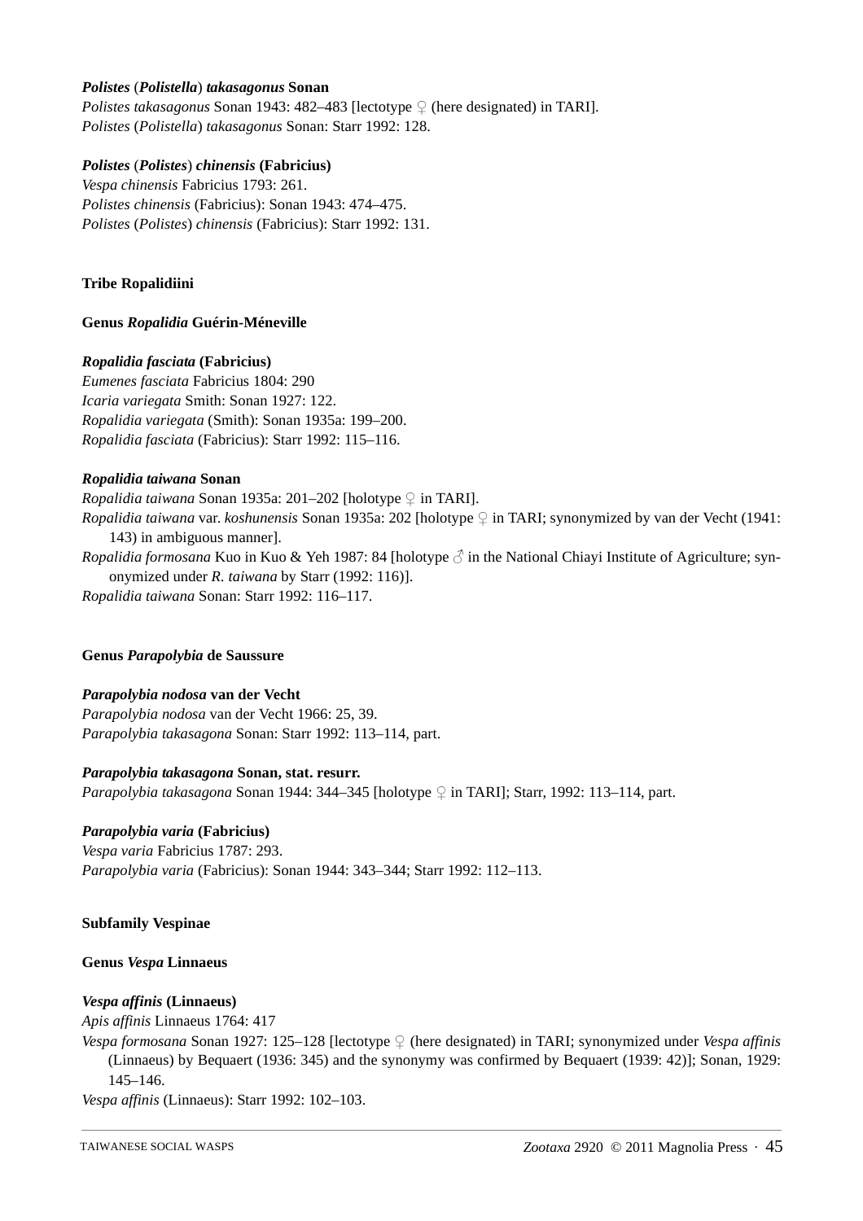***Polistes*** **(*Polistella*)** ***takasagonus*** **Sonan**

*Polistes takasagonus* Sonan 1943: 482–483 [lectotype ♀ (here designated) in TARI].
*Polistes* (*Polistella*) *takasagonus* Sonan: Starr 1992: 128.

***Polistes*** **(*Polistes*)** ***chinensis*** **(Fabricius)**

*Vespa chinensis* Fabricius 1793: 261.
*Polistes chinensis* (Fabricius): Sonan 1943: 474–475.
*Polistes* (*Polistes*) *chinensis* (Fabricius): Starr 1992: 131.

**Tribe Ropalidiini**

**Genus *Ropalidia* Guérin-Méneville**

***Ropalidia fasciata*** **(Fabricius)**

*Eumenes fasciata* Fabricius 1804: 290
*Icaria variegata* Smith: Sonan 1927: 122.
*Ropalidia variegata* (Smith): Sonan 1935a: 199–200.
*Ropalidia fasciata* (Fabricius): Starr 1992: 115–116.

***Ropalidia taiwana*** **Sonan**

*Ropalidia taiwana* Sonan 1935a: 201–202 [holotype ♀ in TARI].
*Ropalidia taiwana* var. *koshunensis* Sonan 1935a: 202 [holotype ♀ in TARI; synonymized by van der Vecht (1941: 143) in ambiguous manner].
*Ropalidia formosana* Kuo in Kuo & Yeh 1987: 84 [holotype ♂ in the National Chiayi Institute of Agriculture; synonymized under *R. taiwana* by Starr (1992: 116)].
*Ropalidia taiwana* Sonan: Starr 1992: 116–117.

**Genus *Parapolybia* de Saussure**

***Parapolybia nodosa*** **van der Vecht**

*Parapolybia nodosa* van der Vecht 1966: 25, 39.
*Parapolybia takasagona* Sonan: Starr 1992: 113–114, part.

***Parapolybia takasagona*** **Sonan, stat. resurr.**

*Parapolybia takasagona* Sonan 1944: 344–345 [holotype ♀ in TARI]; Starr, 1992: 113–114, part.

***Parapolybia varia*** **(Fabricius)**

*Vespa varia* Fabricius 1787: 293.
*Parapolybia varia* (Fabricius): Sonan 1944: 343–344; Starr 1992: 112–113.

**Subfamily Vespinae**

**Genus *Vespa* Linnaeus**

***Vespa affinis*** **(Linnaeus)**

*Apis affinis* Linnaeus 1764: 417
*Vespa formosana* Sonan 1927: 125–128 [lectotype ♀ (here designated) in TARI; synonymized under *Vespa affinis* (Linnaeus) by Bequaert (1936: 345) and the synonymy was confirmed by Bequaert (1939: 42)]; Sonan, 1929: 145–146.
*Vespa affinis* (Linnaeus): Starr 1992: 102–103.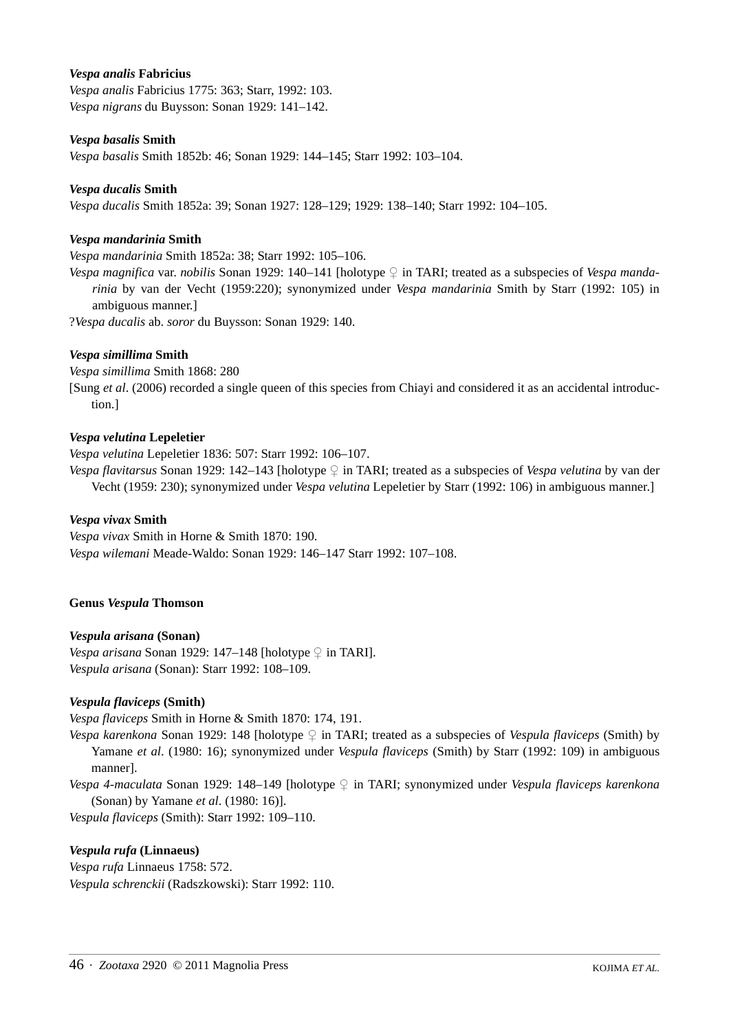***Vespa analis* Fabricius**

*Vespa analis* Fabricius 1775: 363; Starr, 1992: 103.
*Vespa nigrans* du Buysson: Sonan 1929: 141–142.

***Vespa basalis* Smith**

*Vespa basalis* Smith 1852b: 46; Sonan 1929: 144–145; Starr 1992: 103–104.

***Vespa ducalis* Smith**

*Vespa ducalis* Smith 1852a: 39; Sonan 1927: 128–129; 1929: 138–140; Starr 1992: 104–105.

***Vespa mandarinia* Smith**

*Vespa mandarinia* Smith 1852a: 38; Starr 1992: 105–106.
*Vespa magnifica* var. *nobilis* Sonan 1929: 140–141 [holotype ♀ in TARI; treated as a subspecies of *Vespa mandarinia* by van der Vecht (1959:220); synonymized under *Vespa mandarinia* Smith by Starr (1992: 105) in ambiguous manner.]
?*Vespa ducalis* ab. *soror* du Buysson: Sonan 1929: 140.

***Vespa simillima* Smith**

*Vespa simillima* Smith 1868: 280
[Sung *et al*. (2006) recorded a single queen of this species from Chiayi and considered it as an accidental introduction.]

***Vespa velutina* Lepeletier**

*Vespa velutina* Lepeletier 1836: 507: Starr 1992: 106–107.
*Vespa flavitarsus* Sonan 1929: 142–143 [holotype ♀ in TARI; treated as a subspecies of *Vespa velutina* by van der Vecht (1959: 230); synonymized under *Vespa velutina* Lepeletier by Starr (1992: 106) in ambiguous manner.]

***Vespa vivax* Smith**

*Vespa vivax* Smith in Horne & Smith 1870: 190.
*Vespa wilemani* Meade-Waldo: Sonan 1929: 146–147 Starr 1992: 107–108.

## Genus *Vespula* Thomson

***Vespula arisana* (Sonan)**

*Vespa arisana* Sonan 1929: 147–148 [holotype ♀ in TARI].
*Vespula arisana* (Sonan): Starr 1992: 108–109.

***Vespula flaviceps* (Smith)**

*Vespa flaviceps* Smith in Horne & Smith 1870: 174, 191.
*Vespa karenkona* Sonan 1929: 148 [holotype ♀ in TARI; treated as a subspecies of *Vespula flaviceps* (Smith) by Yamane *et al*. (1980: 16); synonymized under *Vespula flaviceps* (Smith) by Starr (1992: 109) in ambiguous manner].
*Vespa 4-maculata* Sonan 1929: 148–149 [holotype ♀ in TARI; synonymized under *Vespula flaviceps karenkona* (Sonan) by Yamane *et al*. (1980: 16)].
*Vespula flaviceps* (Smith): Starr 1992: 109–110.

***Vespula rufa* (Linnaeus)**

*Vespa rufa* Linnaeus 1758: 572.
*Vespula schrenckii* (Radszkowski): Starr 1992: 110.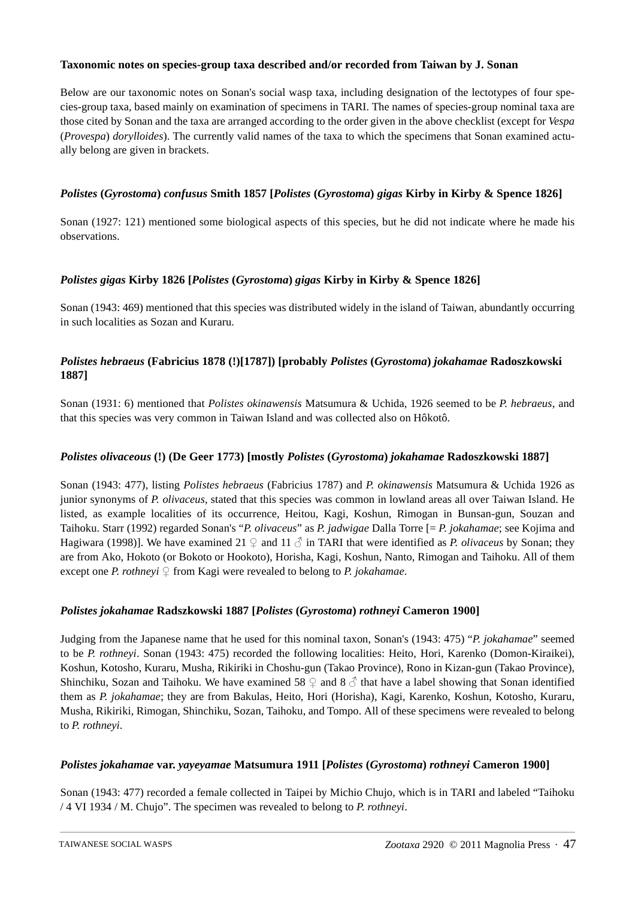### Taxonomic notes on species-group taxa described and/or recorded from Taiwan by J. Sonan

Below are our taxonomic notes on Sonan's social wasp taxa, including designation of the lectotypes of four species-group taxa, based mainly on examination of specimens in TARI. The names of species-group nominal taxa are those cited by Sonan and the taxa are arranged according to the order given in the above checklist (except for *Vespa* (*Provespa*) *dorylloides*). The currently valid names of the taxa to which the specimens that Sonan examined actually belong are given in brackets.

#### *Polistes* (*Gyrostoma*) *confusus* Smith 1857 [*Polistes* (*Gyrostoma*) *gigas* Kirby in Kirby & Spence 1826]

Sonan (1927: 121) mentioned some biological aspects of this species, but he did not indicate where he made his observations.

#### *Polistes gigas* Kirby 1826 [*Polistes* (*Gyrostoma*) *gigas* Kirby in Kirby & Spence 1826]

Sonan (1943: 469) mentioned that this species was distributed widely in the island of Taiwan, abundantly occurring in such localities as Sozan and Kuraru.

#### *Polistes hebraeus* (Fabricius 1878 (!)[1787]) [probably *Polistes* (*Gyrostoma*) *jokahamae* Radoszkowski 1887]

Sonan (1931: 6) mentioned that *Polistes okinawensis* Matsumura & Uchida, 1926 seemed to be *P. hebraeus*, and that this species was very common in Taiwan Island and was collected also on Hôkotô.

#### *Polistes olivaceous* (!) (De Geer 1773) [mostly *Polistes* (*Gyrostoma*) *jokahamae* Radoszkowski 1887]

Sonan (1943: 477), listing *Polistes hebraeus* (Fabricius 1787) and *P. okinawensis* Matsumura & Uchida 1926 as junior synonyms of *P. olivaceus*, stated that this species was common in lowland areas all over Taiwan Island. He listed, as example localities of its occurrence, Heitou, Kagi, Koshun, Rimogan in Bunsan-gun, Souzan and Taihoku. Starr (1992) regarded Sonan's "*P. olivaceus*" as *P. jadwigae* Dalla Torre [= *P. jokahamae*; see Kojima and Hagiwara (1998)]. We have examined 21 ♀ and 11 ♂ in TARI that were identified as *P. olivaceus* by Sonan; they are from Ako, Hokoto (or Bokoto or Hookoto), Horisha, Kagi, Koshun, Nanto, Rimogan and Taihoku. All of them except one *P. rothneyi* ♀ from Kagi were revealed to belong to *P. jokahamae*.

#### *Polistes jokahamae* Radszkowski 1887 [*Polistes* (*Gyrostoma*) *rothneyi* Cameron 1900]

Judging from the Japanese name that he used for this nominal taxon, Sonan's (1943: 475) "*P. jokahamae*" seemed to be *P. rothneyi*. Sonan (1943: 475) recorded the following localities: Heito, Hori, Karenko (Domon-Kiraikei), Koshun, Kotosho, Kuraru, Musha, Rikiriki in Choshu-gun (Takao Province), Rono in Kizan-gun (Takao Province), Shinchiku, Sozan and Taihoku. We have examined 58 ♀ and 8 ♂ that have a label showing that Sonan identified them as *P. jokahamae*; they are from Bakulas, Heito, Hori (Horisha), Kagi, Karenko, Koshun, Kotosho, Kuraru, Musha, Rikiriki, Rimogan, Shinchiku, Sozan, Taihoku, and Tompo. All of these specimens were revealed to belong to *P. rothneyi*.

#### *Polistes jokahamae* var. *yayeyamae* Matsumura 1911 [*Polistes* (*Gyrostoma*) *rothneyi* Cameron 1900]

Sonan (1943: 477) recorded a female collected in Taipei by Michio Chujo, which is in TARI and labeled "Taihoku / 4 VI 1934 / M. Chujo". The specimen was revealed to belong to *P. rothneyi*.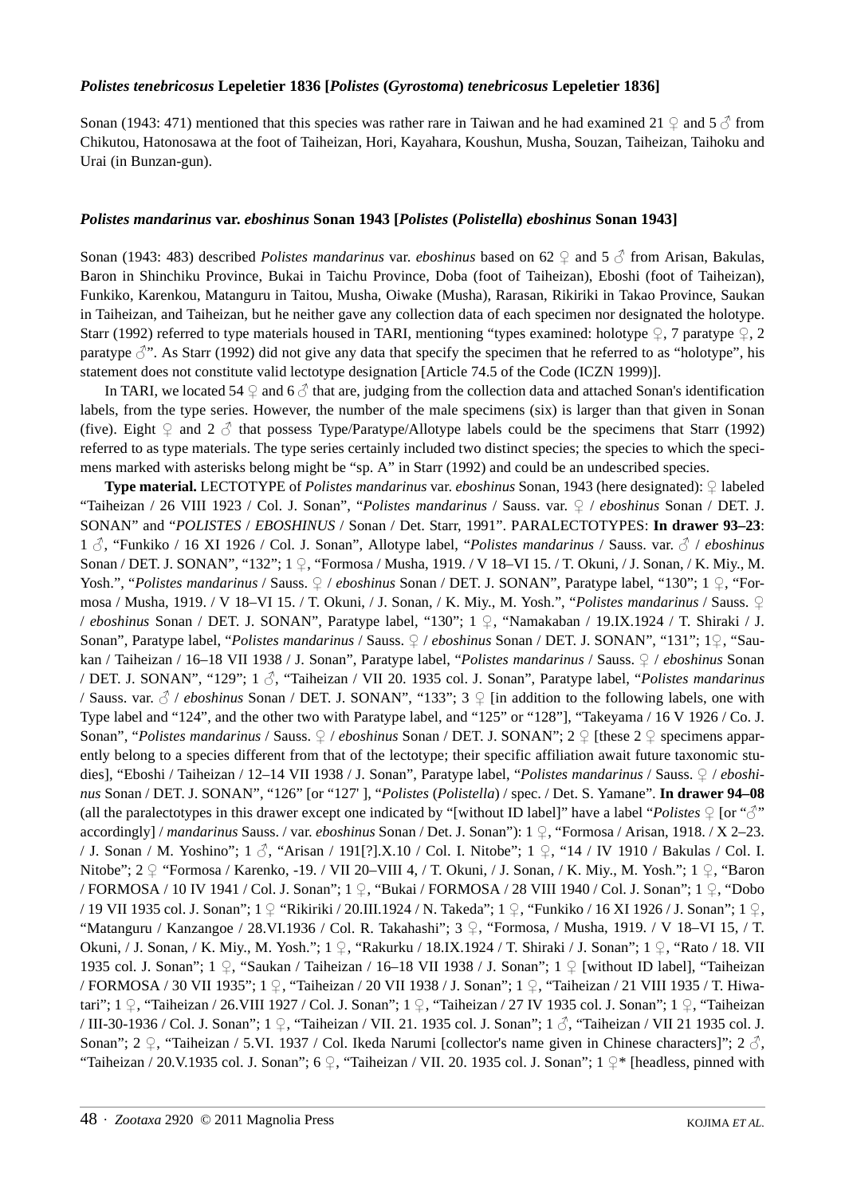### *Polistes tenebricosus* Lepeletier 1836 [*Polistes* (*Gyrostoma*) *tenebricosus* Lepeletier 1836]

Sonan (1943: 471) mentioned that this species was rather rare in Taiwan and he had examined 21 ♀ and 5 ♂ from Chikutou, Hatonosawa at the foot of Taiheizan, Hori, Kayahara, Koushun, Musha, Souzan, Taiheizan, Taihoku and Urai (in Bunzan-gun).

### *Polistes mandarinus* var. *eboshinus* Sonan 1943 [*Polistes* (*Polistella*) *eboshinus* Sonan 1943]

Sonan (1943: 483) described *Polistes mandarinus* var. *eboshinus* based on 62 ♀ and 5 ♂ from Arisan, Bakulas, Baron in Shinchiku Province, Bukai in Taichu Province, Doba (foot of Taiheizan), Eboshi (foot of Taiheizan), Funkiko, Karenkou, Matanguru in Taitou, Musha, Oiwake (Musha), Rarasan, Rikiriki in Takao Province, Saukan in Taiheizan, and Taiheizan, but he neither gave any collection data of each specimen nor designated the holotype. Starr (1992) referred to type materials housed in TARI, mentioning "types examined: holotype ♀, 7 paratype ♀, 2 paratype ♂". As Starr (1992) did not give any data that specify the specimen that he referred to as "holotype", his statement does not constitute valid lectotype designation [Article 74.5 of the Code (ICZN 1999)].

In TARI, we located 54 ♀ and 6 ♂ that are, judging from the collection data and attached Sonan's identification labels, from the type series. However, the number of the male specimens (six) is larger than that given in Sonan (five). Eight ♀ and 2 ♂ that possess Type/Paratype/Allotype labels could be the specimens that Starr (1992) referred to as type materials. The type series certainly included two distinct species; the species to which the specimens marked with asterisks belong might be "sp. A" in Starr (1992) and could be an undescribed species.

**Type material.** LECTOTYPE of *Polistes mandarinus* var. *eboshinus* Sonan, 1943 (here designated): ♀ labeled "Taiheizan / 26 VIII 1923 / Col. J. Sonan", "*Polistes mandarinus* / Sauss. var. ♀ / *eboshinus* Sonan / DET. J. SONAN" and "*POLISTES* / *EBOSHINUS* / Sonan / Det. Starr, 1991". PARALECTOTYPES: **In drawer 93–23**: 1 ♂, "Funkiko / 16 XI 1926 / Col. J. Sonan", Allotype label, "*Polistes mandarinus* / Sauss. var. ♂ / *eboshinus* Sonan / DET. J. SONAN", "132"; 1 ♀, "Formosa / Musha, 1919. / V 18–VI 15. / T. Okuni, / J. Sonan, / K. Miy., M. Yosh.", "*Polistes mandarinus* / Sauss. ♀ / *eboshinus* Sonan / DET. J. SONAN", Paratype label, "130"; 1 ♀, "Formosa / Musha, 1919. / V 18–VI 15. / T. Okuni, / J. Sonan, / K. Miy., M. Yosh.", "*Polistes mandarinus* / Sauss. ♀ / *eboshinus* Sonan / DET. J. SONAN", Paratype label, "130"; 1 ♀, "Namakaban / 19.IX.1924 / T. Shiraki / J. Sonan", Paratype label, "*Polistes mandarinus* / Sauss. ♀ / *eboshinus* Sonan / DET. J. SONAN", "131"; 1♀, "Saukan / Taiheizan / 16–18 VII 1938 / J. Sonan", Paratype label, "*Polistes mandarinus* / Sauss. ♀ / *eboshinus* Sonan / DET. J. SONAN", "129"; 1 ♂, "Taiheizan / VII 20. 1935 col. J. Sonan", Paratype label, "*Polistes mandarinus* / Sauss. var. ♂ / *eboshinus* Sonan / DET. J. SONAN", "133"; 3 ♀ [in addition to the following labels, one with Type label and "124", and the other two with Paratype label, and "125" or "128"], "Takeyama / 16 V 1926 / Co. J. Sonan", "*Polistes mandarinus* / Sauss. ♀ / *eboshinus* Sonan / DET. J. SONAN"; 2 ♀ [these 2 ♀ specimens apparently belong to a species different from that of the lectotype; their specific affiliation await future taxonomic studies], "Eboshi / Taiheizan / 12–14 VII 1938 / J. Sonan", Paratype label, "*Polistes mandarinus* / Sauss. ♀ / *eboshinus* Sonan / DET. J. SONAN", "126" [or "127' ], "*Polistes* (*Polistella*) / spec. / Det. S. Yamane". **In drawer 94–08** (all the paralectotypes in this drawer except one indicated by "[without ID label]" have a label "*Polistes* ♀ [or "♂" accordingly] / *mandarinus* Sauss. / var. *eboshinus* Sonan / Det. J. Sonan"): 1 ♀, "Formosa / Arisan, 1918. / X 2–23. / J. Sonan / M. Yoshino"; 1 ♂, "Arisan / 191[?].X.10 / Col. I. Nitobe"; 1 ♀, "14 / IV 1910 / Bakulas / Col. I. Nitobe"; 2 ♀ "Formosa / Karenko, -19. / VII 20–VIII 4, / T. Okuni, / J. Sonan, / K. Miy., M. Yosh."; 1 ♀, "Baron / FORMOSA / 10 IV 1941 / Col. J. Sonan"; 1 ♀, "Bukai / FORMOSA / 28 VIII 1940 / Col. J. Sonan"; 1 ♀, "Dobo / 19 VII 1935 col. J. Sonan"; 1 ♀ "Rikiriki / 20.III.1924 / N. Takeda"; 1 ♀, "Funkiko / 16 XI 1926 / J. Sonan"; 1 ♀, "Matanguru / Kanzangoe / 28.VI.1936 / Col. R. Takahashi"; 3 ♀, "Formosa, / Musha, 1919. / V 18–VI 15, / T. Okuni, / J. Sonan, / K. Miy., M. Yosh."; 1 ♀, "Rakurku / 18.IX.1924 / T. Shiraki / J. Sonan"; 1 ♀, "Rato / 18. VII 1935 col. J. Sonan"; 1 ♀, "Saukan / Taiheizan / 16–18 VII 1938 / J. Sonan"; 1 ♀ [without ID label], "Taiheizan / FORMOSA / 30 VII 1935"; 1 ♀, "Taiheizan / 20 VII 1938 / J. Sonan"; 1 ♀, "Taiheizan / 21 VIII 1935 / T. Hiwatari"; 1 ♀, "Taiheizan / 26.VIII 1927 / Col. J. Sonan"; 1 ♀, "Taiheizan / 27 IV 1935 col. J. Sonan"; 1 ♀, "Taiheizan / III-30-1936 / Col. J. Sonan"; 1 ♀, "Taiheizan / VII. 21. 1935 col. J. Sonan"; 1 ♂, "Taiheizan / VII 21 1935 col. J. Sonan"; 2 ♀, "Taiheizan / 5.VI. 1937 / Col. Ikeda Narumi [collector's name given in Chinese characters]"; 2 ♂, "Taiheizan / 20.V.1935 col. J. Sonan"; 6 ♀, "Taiheizan / VII. 20. 1935 col. J. Sonan"; 1 ♀* [headless, pinned with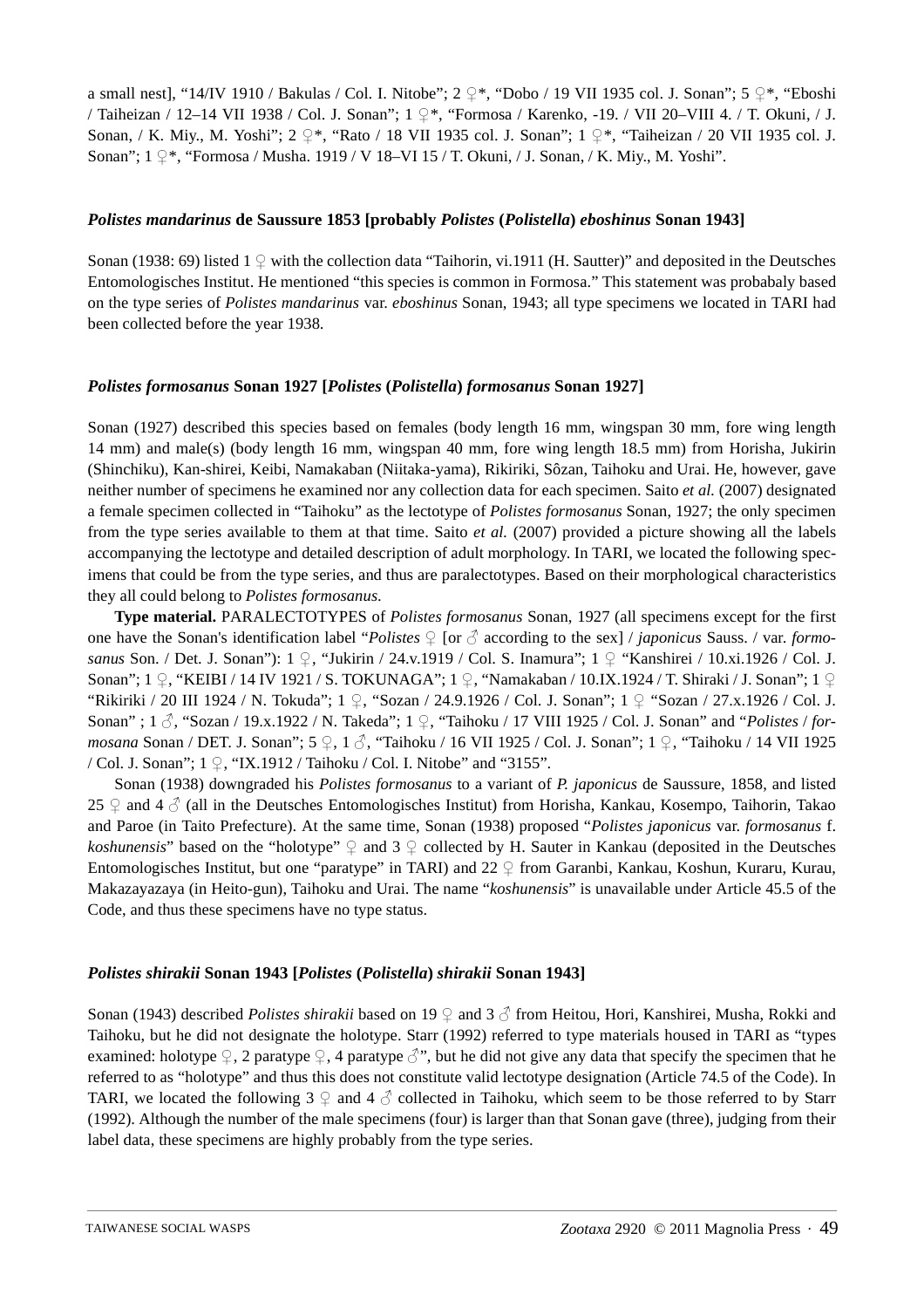a small nest], "14/IV 1910 / Bakulas / Col. I. Nitobe"; 2 ♀*, "Dobo / 19 VII 1935 col. J. Sonan"; 5 ♀*, "Eboshi / Taiheizan / 12–14 VII 1938 / Col. J. Sonan"; 1 ♀*, "Formosa / Karenko, -19. / VII 20–VIII 4. / T. Okuni, / J. Sonan, / K. Miy., M. Yoshi"; 2 ♀*, "Rato / 18 VII 1935 col. J. Sonan"; 1 ♀*, "Taiheizan / 20 VII 1935 col. J. Sonan"; 1 ♀*, "Formosa / Musha. 1919 / V 18–VI 15 / T. Okuni, / J. Sonan, / K. Miy., M. Yoshi".

### ***Polistes mandarinus*** **de Saussure 1853 [probably *Polistes* (*Polistella*) *eboshinus* Sonan 1943]**

Sonan (1938: 69) listed 1 ♀ with the collection data "Taihorin, vi.1911 (H. Sautter)" and deposited in the Deutsches Entomologisches Institut. He mentioned "this species is common in Formosa." This statement was probabaly based on the type series of *Polistes mandarinus* var. *eboshinus* Sonan, 1943; all type specimens we located in TARI had been collected before the year 1938.

### ***Polistes formosanus*** **Sonan 1927 [*Polistes* (*Polistella*) *formosanus* Sonan 1927]**

Sonan (1927) described this species based on females (body length 16 mm, wingspan 30 mm, fore wing length 14 mm) and male(s) (body length 16 mm, wingspan 40 mm, fore wing length 18.5 mm) from Horisha, Jukirin (Shinchiku), Kan-shirei, Keibi, Namakaban (Niitaka-yama), Rikiriki, Sôzan, Taihoku and Urai. He, however, gave neither number of specimens he examined nor any collection data for each specimen. Saito *et al.* (2007) designated a female specimen collected in "Taihoku" as the lectotype of *Polistes formosanus* Sonan, 1927; the only specimen from the type series available to them at that time. Saito *et al.* (2007) provided a picture showing all the labels accompanying the lectotype and detailed description of adult morphology. In TARI, we located the following specimens that could be from the type series, and thus are paralectotypes. Based on their morphological characteristics they all could belong to *Polistes formosanus*.

**Type material.** PARALECTOTYPES of *Polistes formosanus* Sonan, 1927 (all specimens except for the first one have the Sonan's identification label "*Polistes* ♀ [or ♂ according to the sex] / *japonicus* Sauss. / var. *formosanus* Son. / Det. J. Sonan"): 1 ♀, "Jukirin / 24.v.1919 / Col. S. Inamura"; 1 ♀ "Kanshirei / 10.xi.1926 / Col. J. Sonan"; 1 ♀, "KEIBI / 14 IV 1921 / S. TOKUNAGA"; 1 ♀, "Namakaban / 10.IX.1924 / T. Shiraki / J. Sonan"; 1 ♀ "Rikiriki / 20 III 1924 / N. Tokuda"; 1 ♀, "Sozan / 24.9.1926 / Col. J. Sonan"; 1 ♀ "Sozan / 27.x.1926 / Col. J. Sonan" ; 1 ♂, "Sozan / 19.x.1922 / N. Takeda"; 1 ♀, "Taihoku / 17 VIII 1925 / Col. J. Sonan" and "*Polistes* / *formosana* Sonan / DET. J. Sonan"; 5 ♀, 1 ♂, "Taihoku / 16 VII 1925 / Col. J. Sonan"; 1 ♀, "Taihoku / 14 VII 1925 / Col. J. Sonan"; 1 ♀, "IX.1912 / Taihoku / Col. I. Nitobe" and "3155".

Sonan (1938) downgraded his *Polistes formosanus* to a variant of *P. japonicus* de Saussure, 1858, and listed 25 ♀ and 4 ♂ (all in the Deutsches Entomologisches Institut) from Horisha, Kankau, Kosempo, Taihorin, Takao and Paroe (in Taito Prefecture). At the same time, Sonan (1938) proposed "*Polistes japonicus* var. *formosanus* f. *koshunensis*" based on the "holotype" ♀ and 3 ♀ collected by H. Sauter in Kankau (deposited in the Deutsches Entomologisches Institut, but one "paratype" in TARI) and 22 ♀ from Garanbi, Kankau, Koshun, Kuraru, Kurau, Makazayazaya (in Heito-gun), Taihoku and Urai. The name "*koshunensis*" is unavailable under Article 45.5 of the Code, and thus these specimens have no type status.

### ***Polistes shirakii*** **Sonan 1943 [*Polistes* (*Polistella*) *shirakii* Sonan 1943]**

Sonan (1943) described *Polistes shirakii* based on 19 ♀ and 3 ♂ from Heitou, Hori, Kanshirei, Musha, Rokki and Taihoku, but he did not designate the holotype. Starr (1992) referred to type materials housed in TARI as "types examined: holotype ♀, 2 paratype ♀, 4 paratype ♂", but he did not give any data that specify the specimen that he referred to as "holotype" and thus this does not constitute valid lectotype designation (Article 74.5 of the Code). In TARI, we located the following 3 ♀ and 4 ♂ collected in Taihoku, which seem to be those referred to by Starr (1992). Although the number of the male specimens (four) is larger than that Sonan gave (three), judging from their label data, these specimens are highly probably from the type series.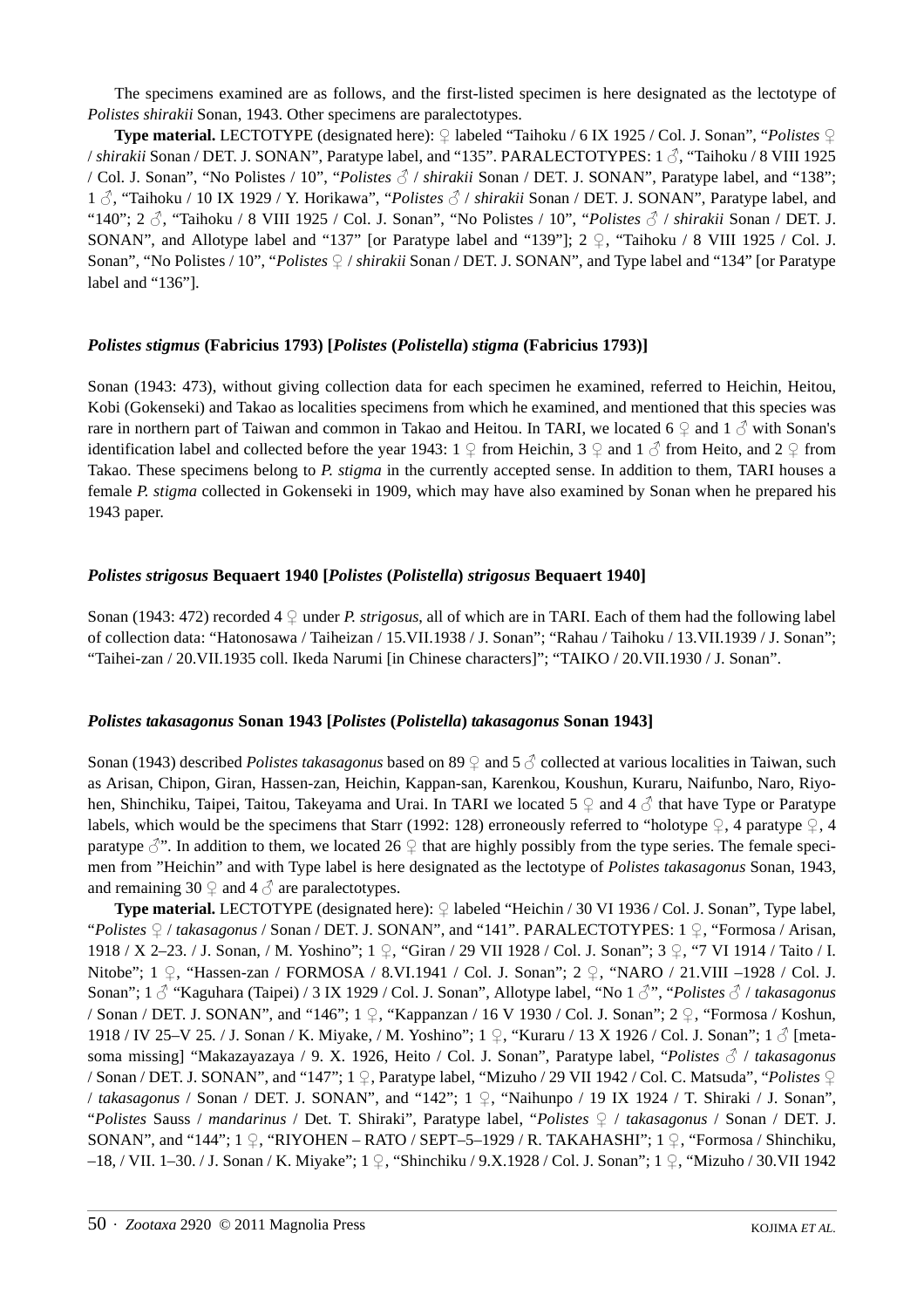The specimens examined are as follows, and the first-listed specimen is here designated as the lectotype of *Polistes shirakii* Sonan, 1943. Other specimens are paralectotypes.

**Type material.** LECTOTYPE (designated here): ♀ labeled "Taihoku / 6 IX 1925 / Col. J. Sonan", "*Polistes* ♀ / *shirakii* Sonan / DET. J. SONAN", Paratype label, and "135". PARALECTOTYPES: 1 ♂, "Taihoku / 8 VIII 1925 / Col. J. Sonan", "No Polistes / 10", "*Polistes* ♂ / *shirakii* Sonan / DET. J. SONAN", Paratype label, and "138"; 1 ♂, "Taihoku / 10 IX 1929 / Y. Horikawa", "*Polistes* ♂ / *shirakii* Sonan / DET. J. SONAN", Paratype label, and "140"; 2 ♂, "Taihoku / 8 VIII 1925 / Col. J. Sonan", "No Polistes / 10", "*Polistes* ♂ / *shirakii* Sonan / DET. J. SONAN", and Allotype label and "137" [or Paratype label and "139"]; 2 ♀, "Taihoku / 8 VIII 1925 / Col. J. Sonan", "No Polistes / 10", "*Polistes* ♀ / *shirakii* Sonan / DET. J. SONAN", and Type label and "134" [or Paratype label and "136"].

### *Polistes stigmus* (Fabricius 1793) [*Polistes* (*Polistella*) *stigma* (Fabricius 1793)]

Sonan (1943: 473), without giving collection data for each specimen he examined, referred to Heichin, Heitou, Kobi (Gokenseki) and Takao as localities specimens from which he examined, and mentioned that this species was rare in northern part of Taiwan and common in Takao and Heitou. In TARI, we located 6 ♀ and 1 ♂ with Sonan's identification label and collected before the year 1943: 1 ♀ from Heichin, 3 ♀ and 1 ♂ from Heito, and 2 ♀ from Takao. These specimens belong to *P. stigma* in the currently accepted sense. In addition to them, TARI houses a female *P. stigma* collected in Gokenseki in 1909, which may have also examined by Sonan when he prepared his 1943 paper.

### *Polistes strigosus* Bequaert 1940 [*Polistes* (*Polistella*) *strigosus* Bequaert 1940]

Sonan (1943: 472) recorded 4 ♀ under *P. strigosus*, all of which are in TARI. Each of them had the following label of collection data: "Hatonosawa / Taiheizan / 15.VII.1938 / J. Sonan"; "Rahau / Taihoku / 13.VII.1939 / J. Sonan"; "Taihei-zan / 20.VII.1935 coll. Ikeda Narumi [in Chinese characters]"; "TAIKO / 20.VII.1930 / J. Sonan".

### *Polistes takasagonus* Sonan 1943 [*Polistes* (*Polistella*) *takasagonus* Sonan 1943]

Sonan (1943) described *Polistes takasagonus* based on 89 ♀ and 5 ♂ collected at various localities in Taiwan, such as Arisan, Chipon, Giran, Hassen-zan, Heichin, Kappan-san, Karenkou, Koushun, Kuraru, Naifunbo, Naro, Riyohen, Shinchiku, Taipei, Taitou, Takeyama and Urai. In TARI we located 5 ♀ and 4 ♂ that have Type or Paratype labels, which would be the specimens that Starr (1992: 128) erroneously referred to "holotype ♀, 4 paratype ♀, 4 paratype ♂". In addition to them, we located 26 ♀ that are highly possibly from the type series. The female specimen from "Heichin" and with Type label is here designated as the lectotype of *Polistes takasagonus* Sonan, 1943, and remaining 30 ♀ and 4 ♂ are paralectotypes.

**Type material.** LECTOTYPE (designated here): ♀ labeled "Heichin / 30 VI 1936 / Col. J. Sonan", Type label, "*Polistes* ♀ / *takasagonus* / Sonan / DET. J. SONAN", and "141". PARALECTOTYPES: 1 ♀, "Formosa / Arisan, 1918 / X 2–23. / J. Sonan, / M. Yoshino"; 1 ♀, "Giran / 29 VII 1928 / Col. J. Sonan"; 3 ♀, "7 VI 1914 / Taito / I. Nitobe"; 1 ♀, "Hassen-zan / FORMOSA / 8.VI.1941 / Col. J. Sonan"; 2 ♀, "NARO / 21.VIII –1928 / Col. J. Sonan"; 1 ♂ "Kaguhara (Taipei) / 3 IX 1929 / Col. J. Sonan", Allotype label, "No 1 ♂", "*Polistes* ♂ / *takasagonus* / Sonan / DET. J. SONAN", and "146"; 1 ♀, "Kappanzan / 16 V 1930 / Col. J. Sonan"; 2 ♀, "Formosa / Koshun, 1918 / IV 25–V 25. / J. Sonan / K. Miyake, / M. Yoshino"; 1 ♀, "Kuraru / 13 X 1926 / Col. J. Sonan"; 1 ♂ [metasoma missing] "Makazayazaya / 9. X. 1926, Heito / Col. J. Sonan", Paratype label, "*Polistes* ♂ / *takasagonus* / Sonan / DET. J. SONAN", and "147"; 1 ♀, Paratype label, "Mizuho / 29 VII 1942 / Col. C. Matsuda", "*Polistes* ♀ / *takasagonus* / Sonan / DET. J. SONAN", and "142"; 1 ♀, "Naihunpo / 19 IX 1924 / T. Shiraki / J. Sonan", "*Polistes* Sauss / *mandarinus* / Det. T. Shiraki", Paratype label, "*Polistes* ♀ / *takasagonus* / Sonan / DET. J. SONAN", and "144"; 1 ♀, "RIYOHEN – RATO / SEPT–5–1929 / R. TAKAHASHI"; 1 ♀, "Formosa / Shinchiku, –18, / VII. 1–30. / J. Sonan / K. Miyake"; 1 ♀, "Shinchiku / 9.X.1928 / Col. J. Sonan"; 1 ♀, "Mizuho / 30.VII 1942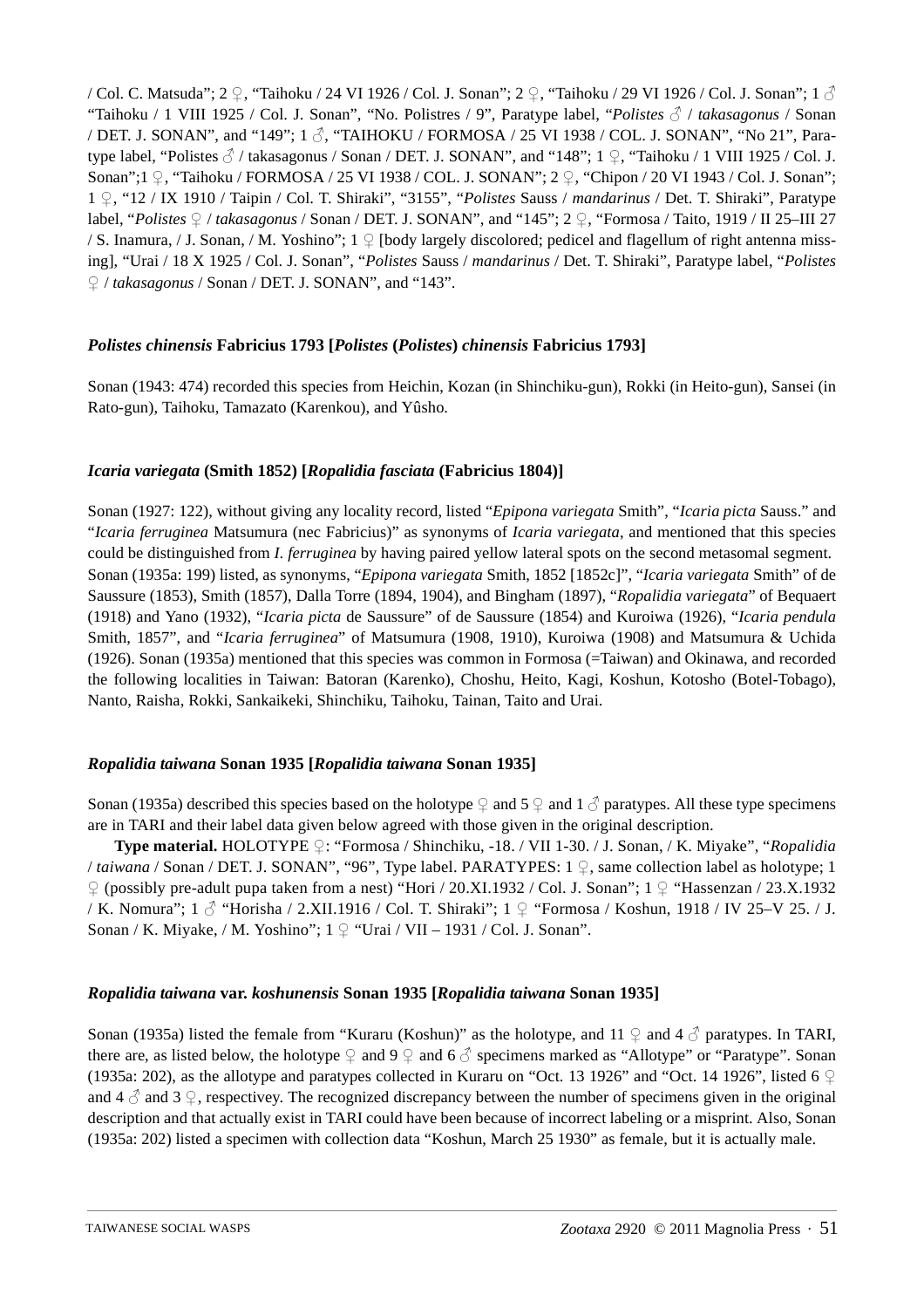/ Col. C. Matsuda"; 2 ♀, "Taihoku / 24 VI 1926 / Col. J. Sonan"; 2 ♀, "Taihoku / 29 VI 1926 / Col. J. Sonan"; 1 ♂ "Taihoku / 1 VIII 1925 / Col. J. Sonan", "No. Polistres / 9", Paratype label, "*Polistes* ♂ / *takasagonus* / Sonan / DET. J. SONAN", and "149"; 1 ♂, "TAIHOKU / FORMOSA / 25 VI 1938 / COL. J. SONAN", "No 21", Paratype label, "Polistes ♂ / takasagonus / Sonan / DET. J. SONAN", and "148"; 1 ♀, "Taihoku / 1 VIII 1925 / Col. J. Sonan";1 ♀, "Taihoku / FORMOSA / 25 VI 1938 / COL. J. SONAN"; 2 ♀, "Chipon / 20 VI 1943 / Col. J. Sonan"; 1 ♀, "12 / IX 1910 / Taipin / Col. T. Shiraki", "3155", "*Polistes* Sauss / *mandarinus* / Det. T. Shiraki", Paratype label, "*Polistes* ♀ / *takasagonus* / Sonan / DET. J. SONAN", and "145"; 2 ♀, "Formosa / Taito, 1919 / II 25–III 27 / S. Inamura, / J. Sonan, / M. Yoshino"; 1 ♀ [body largely discolored; pedicel and flagellum of right antenna missing], "Urai / 18 X 1925 / Col. J. Sonan", "*Polistes* Sauss / *mandarinus* / Det. T. Shiraki", Paratype label, "*Polistes* ♀ / *takasagonus* / Sonan / DET. J. SONAN", and "143".

### *Polistes chinensis* Fabricius 1793 [*Polistes* (*Polistes*) *chinensis* Fabricius 1793]

Sonan (1943: 474) recorded this species from Heichin, Kozan (in Shinchiku-gun), Rokki (in Heito-gun), Sansei (in Rato-gun), Taihoku, Tamazato (Karenkou), and Yûsho.

### *Icaria variegata* (Smith 1852) [*Ropalidia fasciata* (Fabricius 1804)]

Sonan (1927: 122), without giving any locality record, listed "*Epipona variegata* Smith", "*Icaria picta* Sauss." and "*Icaria ferruginea* Matsumura (nec Fabricius)" as synonyms of *Icaria variegata*, and mentioned that this species could be distinguished from *I. ferruginea* by having paired yellow lateral spots on the second metasomal segment.
Sonan (1935a: 199) listed, as synonyms, "*Epipona variegata* Smith, 1852 [1852c]", "*Icaria variegata* Smith" of de Saussure (1853), Smith (1857), Dalla Torre (1894, 1904), and Bingham (1897), "*Ropalidia variegata*" of Bequaert (1918) and Yano (1932), "*Icaria picta* de Saussure" of de Saussure (1854) and Kuroiwa (1926), "*Icaria pendula* Smith, 1857", and "*Icaria ferruginea*" of Matsumura (1908, 1910), Kuroiwa (1908) and Matsumura & Uchida (1926). Sonan (1935a) mentioned that this species was common in Formosa (=Taiwan) and Okinawa, and recorded the following localities in Taiwan: Batoran (Karenko), Choshu, Heito, Kagi, Koshun, Kotosho (Botel-Tobago), Nanto, Raisha, Rokki, Sankaikeki, Shinchiku, Taihoku, Tainan, Taito and Urai.

### *Ropalidia taiwana* Sonan 1935 [*Ropalidia taiwana* Sonan 1935]

Sonan (1935a) described this species based on the holotype ♀ and 5 ♀ and 1 ♂ paratypes. All these type specimens are in TARI and their label data given below agreed with those given in the original description.

**Type material.** HOLOTYPE ♀: "Formosa / Shinchiku, -18. / VII 1-30. / J. Sonan, / K. Miyake", "*Ropalidia* / *taiwana* / Sonan / DET. J. SONAN", "96", Type label. PARATYPES: 1 ♀, same collection label as holotype; 1 ♀ (possibly pre-adult pupa taken from a nest) "Hori / 20.XI.1932 / Col. J. Sonan"; 1 ♀ "Hassenzan / 23.X.1932 / K. Nomura"; 1 ♂ "Horisha / 2.XII.1916 / Col. T. Shiraki"; 1 ♀ "Formosa / Koshun, 1918 / IV 25–V 25. / J. Sonan / K. Miyake, / M. Yoshino"; 1 ♀ "Urai / VII – 1931 / Col. J. Sonan".

### *Ropalidia taiwana* var. *koshunensis* Sonan 1935 [*Ropalidia taiwana* Sonan 1935]

Sonan (1935a) listed the female from "Kuraru (Koshun)" as the holotype, and 11 ♀ and 4 ♂ paratypes. In TARI, there are, as listed below, the holotype ♀ and 9 ♀ and 6 ♂ specimens marked as "Allotype" or "Paratype". Sonan (1935a: 202), as the allotype and paratypes collected in Kuraru on "Oct. 13 1926" and "Oct. 14 1926", listed 6 ♀ and 4 ♂ and 3 ♀, respectivey. The recognized discrepancy between the number of specimens given in the original description and that actually exist in TARI could have been because of incorrect labeling or a misprint. Also, Sonan (1935a: 202) listed a specimen with collection data "Koshun, March 25 1930" as female, but it is actually male.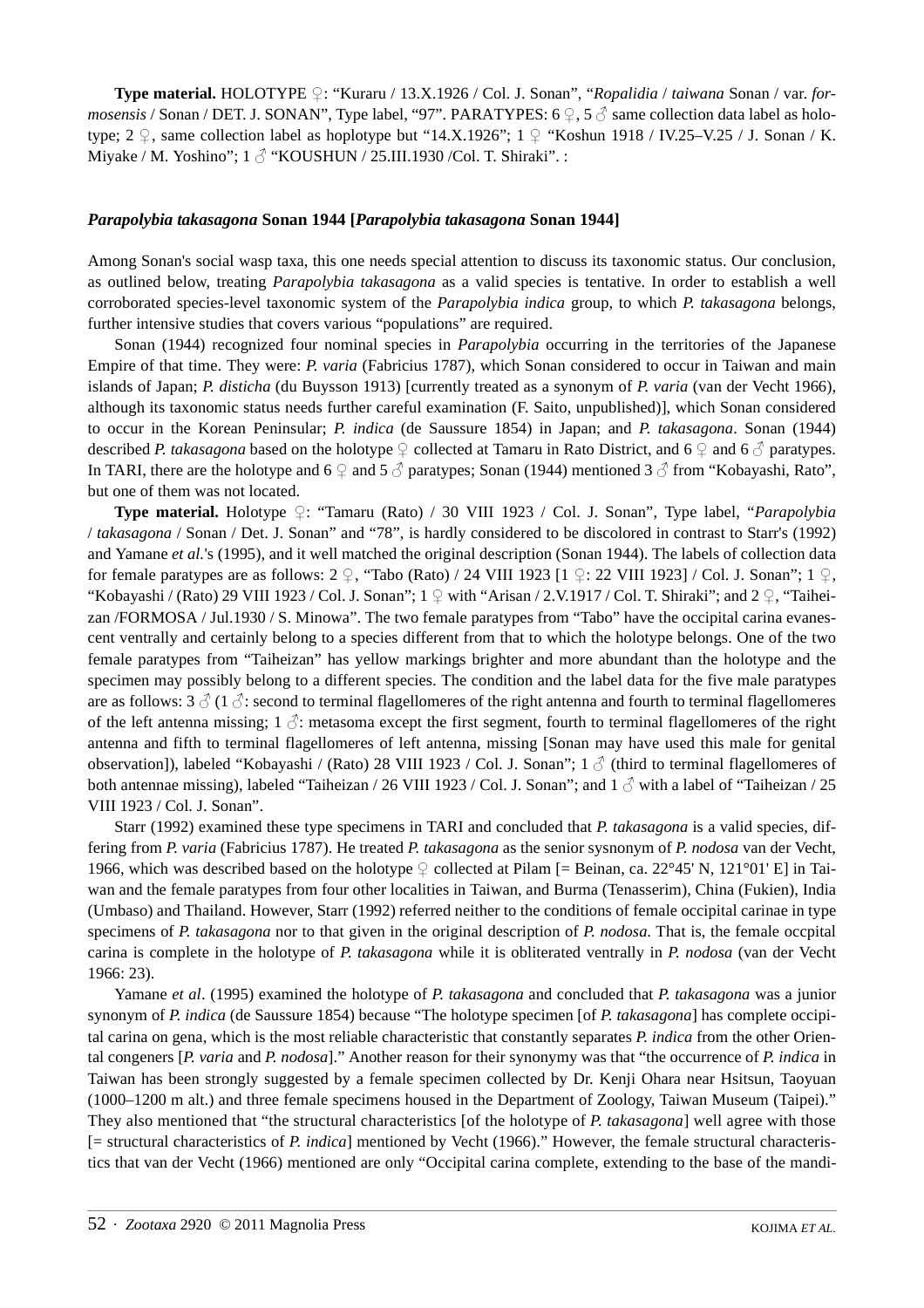**Type material.** HOLOTYPE ♀: "Kuraru / 13.X.1926 / Col. J. Sonan", "*Ropalidia* / *taiwana* Sonan / var. *formosensis* / Sonan / DET. J. SONAN", Type label, "97". PARATYPES: 6 ♀, 5 ♂ same collection data label as holotype; 2 ♀, same collection label as hoplotype but "14.X.1926"; 1 ♀ "Koshun 1918 / IV.25–V.25 / J. Sonan / K. Miyake / M. Yoshino"; 1 ♂ "KOUSHUN / 25.III.1930 /Col. T. Shiraki". :

### *Parapolybia takasagona* Sonan 1944 [*Parapolybia takasagona* Sonan 1944]

Among Sonan's social wasp taxa, this one needs special attention to discuss its taxonomic status. Our conclusion, as outlined below, treating *Parapolybia takasagona* as a valid species is tentative. In order to establish a well corroborated species-level taxonomic system of the *Parapolybia indica* group, to which *P. takasagona* belongs, further intensive studies that covers various "populations" are required.

Sonan (1944) recognized four nominal species in *Parapolybia* occurring in the territories of the Japanese Empire of that time. They were: *P. varia* (Fabricius 1787), which Sonan considered to occur in Taiwan and main islands of Japan; *P. disticha* (du Buysson 1913) [currently treated as a synonym of *P. varia* (van der Vecht 1966), although its taxonomic status needs further careful examination (F. Saito, unpublished)], which Sonan considered to occur in the Korean Peninsular; *P. indica* (de Saussure 1854) in Japan; and *P. takasagona*. Sonan (1944) described *P. takasagona* based on the holotype ♀ collected at Tamaru in Rato District, and 6 ♀ and 6 ♂ paratypes. In TARI, there are the holotype and 6 ♀ and 5 ♂ paratypes; Sonan (1944) mentioned 3 ♂ from "Kobayashi, Rato", but one of them was not located.

**Type material.** Holotype ♀: "Tamaru (Rato) / 30 VIII 1923 / Col. J. Sonan", Type label, "*Parapolybia* / *takasagona* / Sonan / Det. J. Sonan" and "78", is hardly considered to be discolored in contrast to Starr's (1992) and Yamane *et al.*'s (1995), and it well matched the original description (Sonan 1944). The labels of collection data for female paratypes are as follows: 2 ♀, "Tabo (Rato) / 24 VIII 1923 [1 ♀: 22 VIII 1923] / Col. J. Sonan"; 1 ♀, "Kobayashi / (Rato) 29 VIII 1923 / Col. J. Sonan"; 1 ♀ with "Arisan / 2.V.1917 / Col. T. Shiraki"; and 2 ♀, "Taiheizan /FORMOSA / Jul.1930 / S. Minowa". The two female paratypes from "Tabo" have the occipital carina evanescent ventrally and certainly belong to a species different from that to which the holotype belongs. One of the two female paratypes from "Taiheizan" has yellow markings brighter and more abundant than the holotype and the specimen may possibly belong to a different species. The condition and the label data for the five male paratypes are as follows: 3 ♂ (1 ♂: second to terminal flagellomeres of the right antenna and fourth to terminal flagellomeres of the left antenna missing; 1 ♂: metasoma except the first segment, fourth to terminal flagellomeres of the right antenna and fifth to terminal flagellomeres of left antenna, missing [Sonan may have used this male for genital observation]), labeled "Kobayashi / (Rato) 28 VIII 1923 / Col. J. Sonan"; 1 ♂ (third to terminal flagellomeres of both antennae missing), labeled "Taiheizan / 26 VIII 1923 / Col. J. Sonan"; and 1 ♂ with a label of "Taiheizan / 25 VIII 1923 / Col. J. Sonan".

Starr (1992) examined these type specimens in TARI and concluded that *P. takasagona* is a valid species, differing from *P. varia* (Fabricius 1787). He treated *P. takasagona* as the senior sysnonym of *P. nodosa* van der Vecht, 1966, which was described based on the holotype ♀ collected at Pilam [= Beinan, ca. 22°45' N, 121°01' E] in Taiwan and the female paratypes from four other localities in Taiwan, and Burma (Tenasserim), China (Fukien), India (Umbaso) and Thailand. However, Starr (1992) referred neither to the conditions of female occipital carinae in type specimens of *P. takasagona* nor to that given in the original description of *P. nodosa*. That is, the female occpital carina is complete in the holotype of *P. takasagona* while it is obliterated ventrally in *P. nodosa* (van der Vecht 1966: 23).

Yamane *et al*. (1995) examined the holotype of *P. takasagona* and concluded that *P. takasagona* was a junior synonym of *P. indica* (de Saussure 1854) because "The holotype specimen [of *P. takasagona*] has complete occipital carina on gena, which is the most reliable characteristic that constantly separates *P. indica* from the other Oriental congeners [*P. varia* and *P. nodosa*]." Another reason for their synonymy was that "the occurrence of *P. indica* in Taiwan has been strongly suggested by a female specimen collected by Dr. Kenji Ohara near Hsitsun, Taoyuan (1000–1200 m alt.) and three female specimens housed in the Department of Zoology, Taiwan Museum (Taipei)." They also mentioned that "the structural characteristics [of the holotype of *P. takasagona*] well agree with those [= structural characteristics of *P. indica*] mentioned by Vecht (1966)." However, the female structural characteristics that van der Vecht (1966) mentioned are only "Occipital carina complete, extending to the base of the mandi-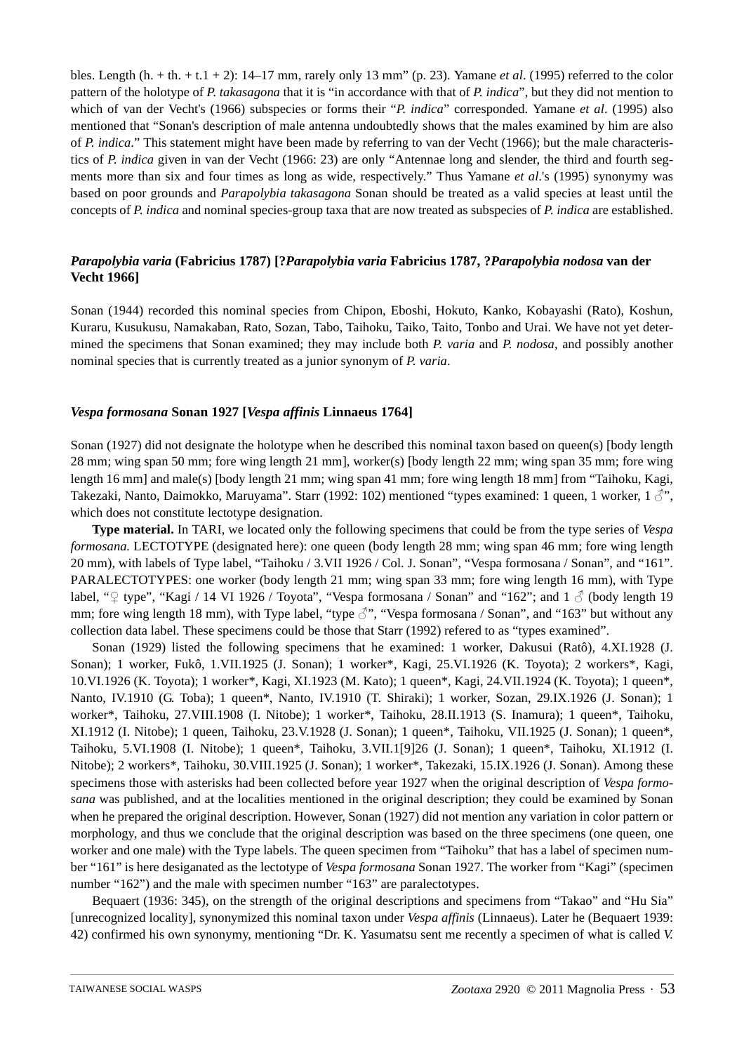bles. Length (h. + th. + t.1 + 2): 14–17 mm, rarely only 13 mm" (p. 23). Yamane *et al*. (1995) referred to the color pattern of the holotype of *P. takasagona* that it is "in accordance with that of *P. indica*", but they did not mention to which of van der Vecht's (1966) subspecies or forms their "*P. indica*" corresponded. Yamane *et al*. (1995) also mentioned that "Sonan's description of male antenna undoubtedly shows that the males examined by him are also of *P. indica*." This statement might have been made by referring to van der Vecht (1966); but the male characteristics of *P. indica* given in van der Vecht (1966: 23) are only "Antennae long and slender, the third and fourth segments more than six and four times as long as wide, respectively." Thus Yamane *et al*.'s (1995) synonymy was based on poor grounds and *Parapolybia takasagona* Sonan should be treated as a valid species at least until the concepts of *P. indica* and nominal species-group taxa that are now treated as subspecies of *P. indica* are established.

### *Parapolybia varia* (Fabricius 1787) [?*Parapolybia varia* Fabricius 1787, ?*Parapolybia nodosa* van der Vecht 1966]

Sonan (1944) recorded this nominal species from Chipon, Eboshi, Hokuto, Kanko, Kobayashi (Rato), Koshun, Kuraru, Kusukusu, Namakaban, Rato, Sozan, Tabo, Taihoku, Taiko, Taito, Tonbo and Urai. We have not yet determined the specimens that Sonan examined; they may include both *P. varia* and *P. nodosa*, and possibly another nominal species that is currently treated as a junior synonym of *P. varia*.

### *Vespa formosana* Sonan 1927 [*Vespa affinis* Linnaeus 1764]

Sonan (1927) did not designate the holotype when he described this nominal taxon based on queen(s) [body length 28 mm; wing span 50 mm; fore wing length 21 mm], worker(s) [body length 22 mm; wing span 35 mm; fore wing length 16 mm] and male(s) [body length 21 mm; wing span 41 mm; fore wing length 18 mm] from "Taihoku, Kagi, Takezaki, Nanto, Daimokko, Maruyama". Starr (1992: 102) mentioned "types examined: 1 queen, 1 worker, 1 ♂", which does not constitute lectotype designation.

**Type material.** In TARI, we located only the following specimens that could be from the type series of *Vespa formosana.* LECTOTYPE (designated here): one queen (body length 28 mm; wing span 46 mm; fore wing length 20 mm), with labels of Type label, "Taihoku / 3.VII 1926 / Col. J. Sonan", "Vespa formosana / Sonan", and "161". PARALECTOTYPES: one worker (body length 21 mm; wing span 33 mm; fore wing length 16 mm), with Type label, "♀ type", "Kagi / 14 VI 1926 / Toyota", "Vespa formosana / Sonan" and "162"; and 1 ♂ (body length 19 mm; fore wing length 18 mm), with Type label, "type ♂", "Vespa formosana / Sonan", and "163" but without any collection data label. These specimens could be those that Starr (1992) refered to as "types examined".

Sonan (1929) listed the following specimens that he examined: 1 worker, Dakusui (Ratô), 4.XI.1928 (J. Sonan); 1 worker, Fukô, 1.VII.1925 (J. Sonan); 1 worker*, Kagi, 25.VI.1926 (K. Toyota); 2 workers*, Kagi, 10.VI.1926 (K. Toyota); 1 worker*, Kagi, XI.1923 (M. Kato); 1 queen*, Kagi, 24.VII.1924 (K. Toyota); 1 queen*, Nanto, IV.1910 (G. Toba); 1 queen*, Nanto, IV.1910 (T. Shiraki); 1 worker, Sozan, 29.IX.1926 (J. Sonan); 1 worker*, Taihoku, 27.VIII.1908 (I. Nitobe); 1 worker*, Taihoku, 28.II.1913 (S. Inamura); 1 queen*, Taihoku, XI.1912 (I. Nitobe); 1 queen, Taihoku, 23.V.1928 (J. Sonan); 1 queen*, Taihoku, VII.1925 (J. Sonan); 1 queen*, Taihoku, 5.VI.1908 (I. Nitobe); 1 queen*, Taihoku, 3.VII.1[9]26 (J. Sonan); 1 queen*, Taihoku, XI.1912 (I. Nitobe); 2 workers*, Taihoku, 30.VIII.1925 (J. Sonan); 1 worker*, Takezaki, 15.IX.1926 (J. Sonan). Among these specimens those with asterisks had been collected before year 1927 when the original description of *Vespa formosana* was published, and at the localities mentioned in the original description; they could be examined by Sonan when he prepared the original description. However, Sonan (1927) did not mention any variation in color pattern or morphology, and thus we conclude that the original description was based on the three specimens (one queen, one worker and one male) with the Type labels. The queen specimen from "Taihoku" that has a label of specimen number "161" is here desiganated as the lectotype of *Vespa formosana* Sonan 1927. The worker from "Kagi" (specimen number "162") and the male with specimen number "163" are paralectotypes.

Bequaert (1936: 345), on the strength of the original descriptions and specimens from "Takao" and "Hu Sia" [unrecognized locality], synonymized this nominal taxon under *Vespa affinis* (Linnaeus). Later he (Bequaert 1939: 42) confirmed his own synonymy, mentioning "Dr. K. Yasumatsu sent me recently a specimen of what is called *V.*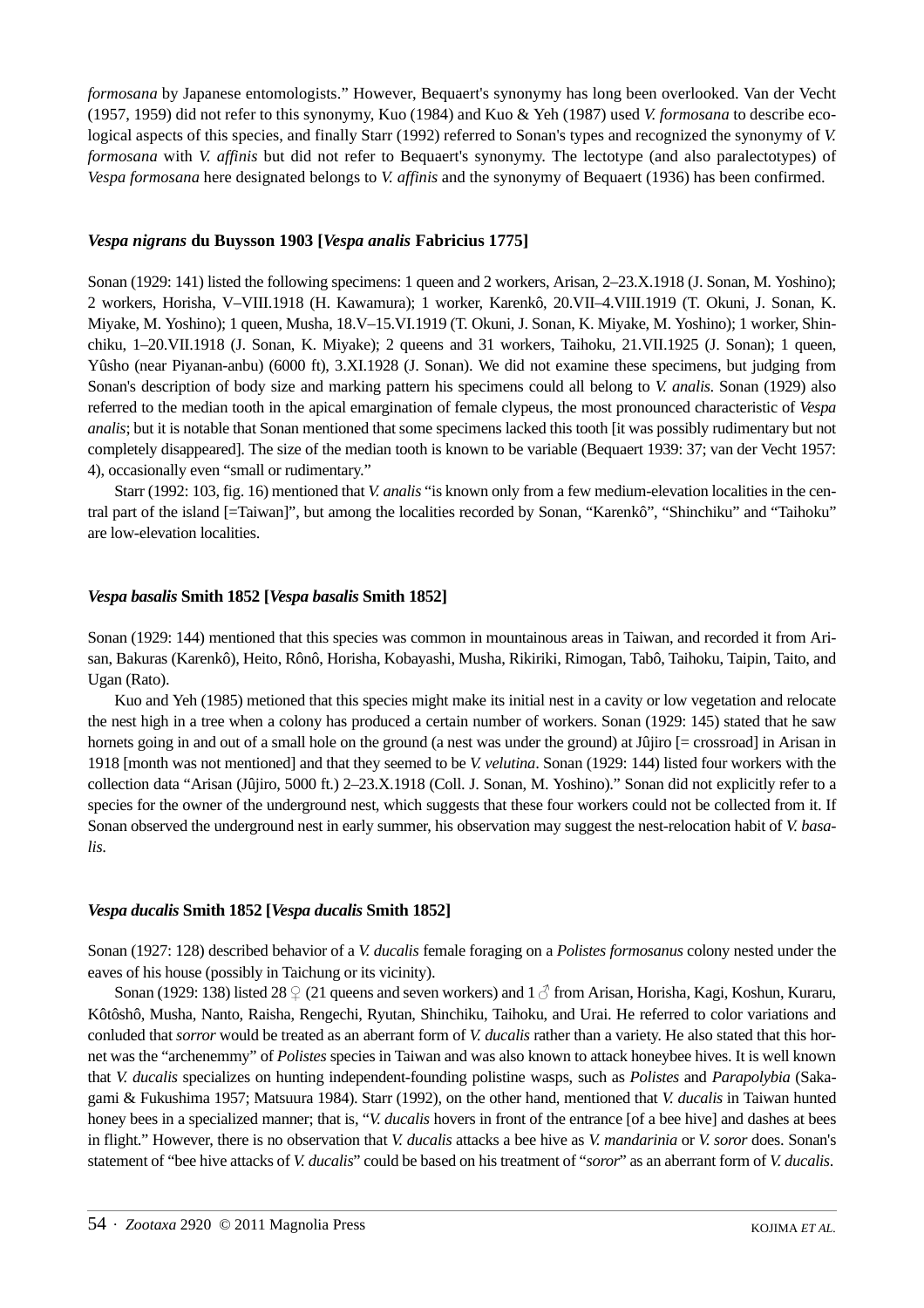*formosana* by Japanese entomologists." However, Bequaert's synonymy has long been overlooked. Van der Vecht (1957, 1959) did not refer to this synonymy, Kuo (1984) and Kuo & Yeh (1987) used *V. formosana* to describe ecological aspects of this species, and finally Starr (1992) referred to Sonan's types and recognized the synonymy of *V. formosana* with *V. affinis* but did not refer to Bequaert's synonymy. The lectotype (and also paralectotypes) of *Vespa formosana* here designated belongs to *V. affinis* and the synonymy of Bequaert (1936) has been confirmed.

### *Vespa nigrans* du Buysson 1903 [*Vespa analis* Fabricius 1775]

Sonan (1929: 141) listed the following specimens: 1 queen and 2 workers, Arisan, 2–23.X.1918 (J. Sonan, M. Yoshino); 2 workers, Horisha, V–VIII.1918 (H. Kawamura); 1 worker, Karenkô, 20.VII–4.VIII.1919 (T. Okuni, J. Sonan, K. Miyake, M. Yoshino); 1 queen, Musha, 18.V–15.VI.1919 (T. Okuni, J. Sonan, K. Miyake, M. Yoshino); 1 worker, Shinchiku, 1–20.VII.1918 (J. Sonan, K. Miyake); 2 queens and 31 workers, Taihoku, 21.VII.1925 (J. Sonan); 1 queen, Yûsho (near Piyanan-anbu) (6000 ft), 3.XI.1928 (J. Sonan). We did not examine these specimens, but judging from Sonan's description of body size and marking pattern his specimens could all belong to *V. analis*. Sonan (1929) also referred to the median tooth in the apical emargination of female clypeus, the most pronounced characteristic of *Vespa analis*; but it is notable that Sonan mentioned that some specimens lacked this tooth [it was possibly rudimentary but not completely disappeared]. The size of the median tooth is known to be variable (Bequaert 1939: 37; van der Vecht 1957: 4), occasionally even "small or rudimentary."

Starr (1992: 103, fig. 16) mentioned that *V. analis* "is known only from a few medium-elevation localities in the central part of the island [=Taiwan]", but among the localities recorded by Sonan, "Karenkô", "Shinchiku" and "Taihoku" are low-elevation localities.

### *Vespa basalis* Smith 1852 [*Vespa basalis* Smith 1852]

Sonan (1929: 144) mentioned that this species was common in mountainous areas in Taiwan, and recorded it from Arisan, Bakuras (Karenkô), Heito, Rônô, Horisha, Kobayashi, Musha, Rikiriki, Rimogan, Tabô, Taihoku, Taipin, Taito, and Ugan (Rato).

Kuo and Yeh (1985) metioned that this species might make its initial nest in a cavity or low vegetation and relocate the nest high in a tree when a colony has produced a certain number of workers. Sonan (1929: 145) stated that he saw hornets going in and out of a small hole on the ground (a nest was under the ground) at Jûjiro [= crossroad] in Arisan in 1918 [month was not mentioned] and that they seemed to be *V. velutina*. Sonan (1929: 144) listed four workers with the collection data "Arisan (Jûjiro, 5000 ft.) 2–23.X.1918 (Coll. J. Sonan, M. Yoshino)." Sonan did not explicitly refer to a species for the owner of the underground nest, which suggests that these four workers could not be collected from it. If Sonan observed the underground nest in early summer, his observation may suggest the nest-relocation habit of *V. basalis*.

### *Vespa ducalis* Smith 1852 [*Vespa ducalis* Smith 1852]

Sonan (1927: 128) described behavior of a *V. ducalis* female foraging on a *Polistes formosanus* colony nested under the eaves of his house (possibly in Taichung or its vicinity).

Sonan (1929: 138) listed 28 ♀ (21 queens and seven workers) and 1 ♂ from Arisan, Horisha, Kagi, Koshun, Kuraru, Kôtôshô, Musha, Nanto, Raisha, Rengechi, Ryutan, Shinchiku, Taihoku, and Urai. He referred to color variations and conluded that *sorror* would be treated as an aberrant form of *V. ducalis* rather than a variety. He also stated that this hornet was the "archenemmy" of *Polistes* species in Taiwan and was also known to attack honeybee hives. It is well known that *V. ducalis* specializes on hunting independent-founding polistine wasps, such as *Polistes* and *Parapolybia* (Sakagami & Fukushima 1957; Matsuura 1984). Starr (1992), on the other hand, mentioned that *V. ducalis* in Taiwan hunted honey bees in a specialized manner; that is, "*V. ducalis* hovers in front of the entrance [of a bee hive] and dashes at bees in flight." However, there is no observation that *V. ducalis* attacks a bee hive as *V. mandarinia* or *V. soror* does. Sonan's statement of "bee hive attacks of *V. ducalis*" could be based on his treatment of "*soror*" as an aberrant form of *V. ducalis*.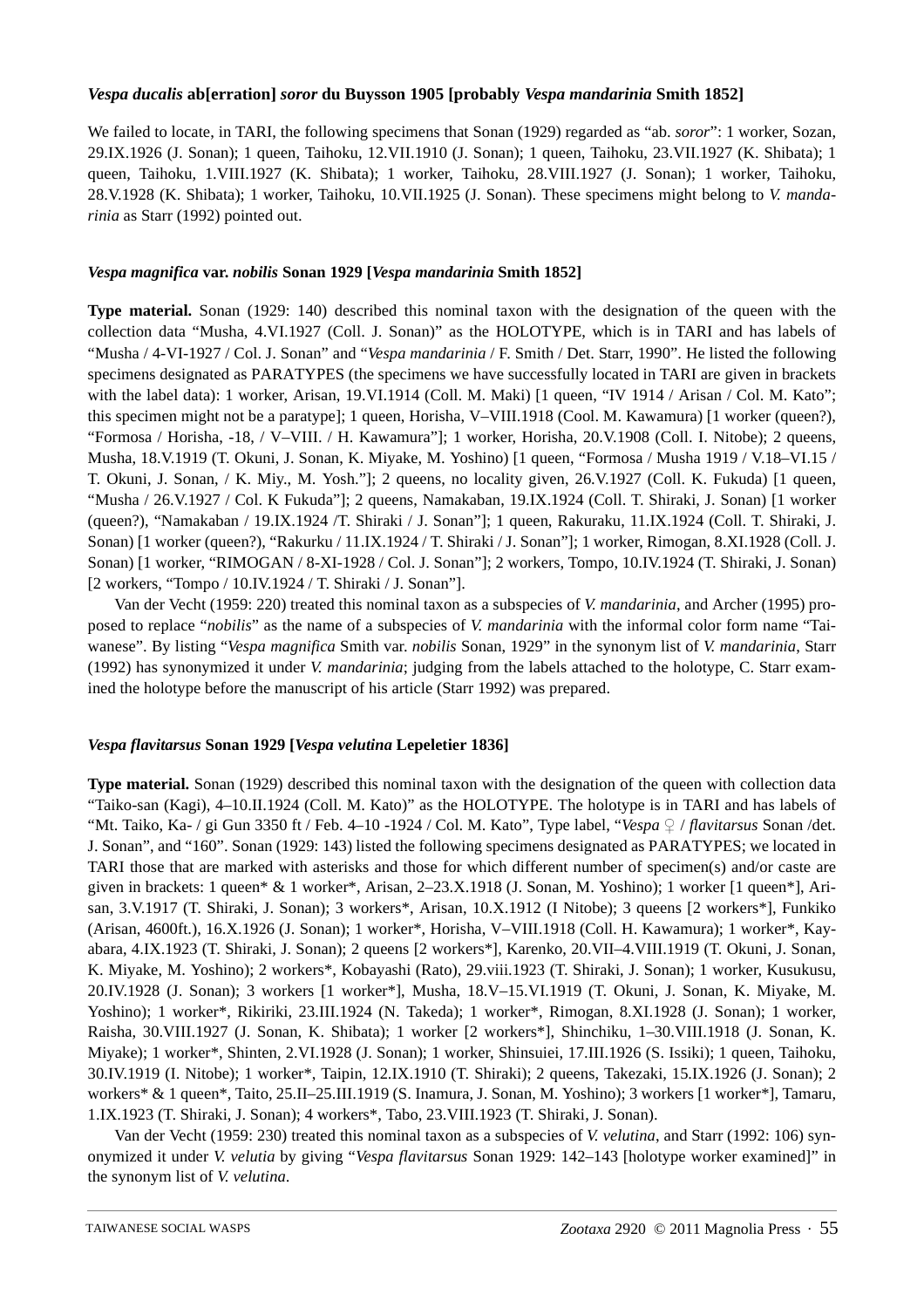***Vespa ducalis* ab[erration] *soror* du Buysson 1905 [probably *Vespa mandarinia* Smith 1852]**

We failed to locate, in TARI, the following specimens that Sonan (1929) regarded as "ab. *soror*": 1 worker, Sozan, 29.IX.1926 (J. Sonan); 1 queen, Taihoku, 12.VII.1910 (J. Sonan); 1 queen, Taihoku, 23.VII.1927 (K. Shibata); 1 queen, Taihoku, 1.VIII.1927 (K. Shibata); 1 worker, Taihoku, 28.VIII.1927 (J. Sonan); 1 worker, Taihoku, 28.V.1928 (K. Shibata); 1 worker, Taihoku, 10.VII.1925 (J. Sonan). These specimens might belong to *V. mandarinia* as Starr (1992) pointed out.

***Vespa magnifica* var. *nobilis* Sonan 1929 [*Vespa mandarinia* Smith 1852]**

**Type material.** Sonan (1929: 140) described this nominal taxon with the designation of the queen with the collection data "Musha, 4.VI.1927 (Coll. J. Sonan)" as the HOLOTYPE, which is in TARI and has labels of "Musha / 4-VI-1927 / Col. J. Sonan" and "*Vespa mandarinia* / F. Smith / Det. Starr, 1990". He listed the following specimens designated as PARATYPES (the specimens we have successfully located in TARI are given in brackets with the label data): 1 worker, Arisan, 19.VI.1914 (Coll. M. Maki) [1 queen, "IV 1914 / Arisan / Col. M. Kato"; this specimen might not be a paratype]; 1 queen, Horisha, V–VIII.1918 (Cool. M. Kawamura) [1 worker (queen?), "Formosa / Horisha, -18, / V–VIII. / H. Kawamura"]; 1 worker, Horisha, 20.V.1908 (Coll. I. Nitobe); 2 queens, Musha, 18.V.1919 (T. Okuni, J. Sonan, K. Miyake, M. Yoshino) [1 queen, "Formosa / Musha 1919 / V.18–VI.15 / T. Okuni, J. Sonan, / K. Miy., M. Yosh."]; 2 queens, no locality given, 26.V.1927 (Coll. K. Fukuda) [1 queen, "Musha / 26.V.1927 / Col. K Fukuda"]; 2 queens, Namakaban, 19.IX.1924 (Coll. T. Shiraki, J. Sonan) [1 worker (queen?), "Namakaban / 19.IX.1924 /T. Shiraki / J. Sonan"]; 1 queen, Rakuraku, 11.IX.1924 (Coll. T. Shiraki, J. Sonan) [1 worker (queen?), "Rakurku / 11.IX.1924 / T. Shiraki / J. Sonan"]; 1 worker, Rimogan, 8.XI.1928 (Coll. J. Sonan) [1 worker, "RIMOGAN / 8-XI-1928 / Col. J. Sonan"]; 2 workers, Tompo, 10.IV.1924 (T. Shiraki, J. Sonan) [2 workers, "Tompo / 10.IV.1924 / T. Shiraki / J. Sonan"].

Van der Vecht (1959: 220) treated this nominal taxon as a subspecies of *V. mandarinia*, and Archer (1995) proposed to replace "*nobilis*" as the name of a subspecies of *V. mandarinia* with the informal color form name "Taiwanese". By listing "*Vespa magnifica* Smith var. *nobilis* Sonan, 1929" in the synonym list of *V. mandarinia*, Starr (1992) has synonymized it under *V. mandarinia*; judging from the labels attached to the holotype, C. Starr examined the holotype before the manuscript of his article (Starr 1992) was prepared.

***Vespa flavitarsus* Sonan 1929 [*Vespa velutina* Lepeletier 1836]**

**Type material.** Sonan (1929) described this nominal taxon with the designation of the queen with collection data "Taiko-san (Kagi), 4–10.II.1924 (Coll. M. Kato)" as the HOLOTYPE. The holotype is in TARI and has labels of "Mt. Taiko, Ka- / gi Gun 3350 ft / Feb. 4–10 -1924 / Col. M. Kato", Type label, "*Vespa* ♀ / *flavitarsus* Sonan /det. J. Sonan", and "160". Sonan (1929: 143) listed the following specimens designated as PARATYPES; we located in TARI those that are marked with asterisks and those for which different number of specimen(s) and/or caste are given in brackets: 1 queen* & 1 worker*, Arisan, 2–23.X.1918 (J. Sonan, M. Yoshino); 1 worker [1 queen*], Arisan, 3.V.1917 (T. Shiraki, J. Sonan); 3 workers*, Arisan, 10.X.1912 (I Nitobe); 3 queens [2 workers*], Funkiko (Arisan, 4600ft.), 16.X.1926 (J. Sonan); 1 worker*, Horisha, V–VIII.1918 (Coll. H. Kawamura); 1 worker*, Kayabara, 4.IX.1923 (T. Shiraki, J. Sonan); 2 queens [2 workers*], Karenko, 20.VII–4.VIII.1919 (T. Okuni, J. Sonan, K. Miyake, M. Yoshino); 2 workers*, Kobayashi (Rato), 29.viii.1923 (T. Shiraki, J. Sonan); 1 worker, Kusukusu, 20.IV.1928 (J. Sonan); 3 workers [1 worker*], Musha, 18.V–15.VI.1919 (T. Okuni, J. Sonan, K. Miyake, M. Yoshino); 1 worker*, Rikiriki, 23.III.1924 (N. Takeda); 1 worker*, Rimogan, 8.XI.1928 (J. Sonan); 1 worker, Raisha, 30.VIII.1927 (J. Sonan, K. Shibata); 1 worker [2 workers*], Shinchiku, 1–30.VIII.1918 (J. Sonan, K. Miyake); 1 worker*, Shinten, 2.VI.1928 (J. Sonan); 1 worker, Shinsuiei, 17.III.1926 (S. Issiki); 1 queen, Taihoku, 30.IV.1919 (I. Nitobe); 1 worker*, Taipin, 12.IX.1910 (T. Shiraki); 2 queens, Takezaki, 15.IX.1926 (J. Sonan); 2 workers* & 1 queen*, Taito, 25.II–25.III.1919 (S. Inamura, J. Sonan, M. Yoshino); 3 workers [1 worker*], Tamaru, 1.IX.1923 (T. Shiraki, J. Sonan); 4 workers*, Tabo, 23.VIII.1923 (T. Shiraki, J. Sonan).

Van der Vecht (1959: 230) treated this nominal taxon as a subspecies of *V. velutina*, and Starr (1992: 106) synonymized it under *V. velutia* by giving "*Vespa flavitarsus* Sonan 1929: 142–143 [holotype worker examined]" in the synonym list of *V. velutina*.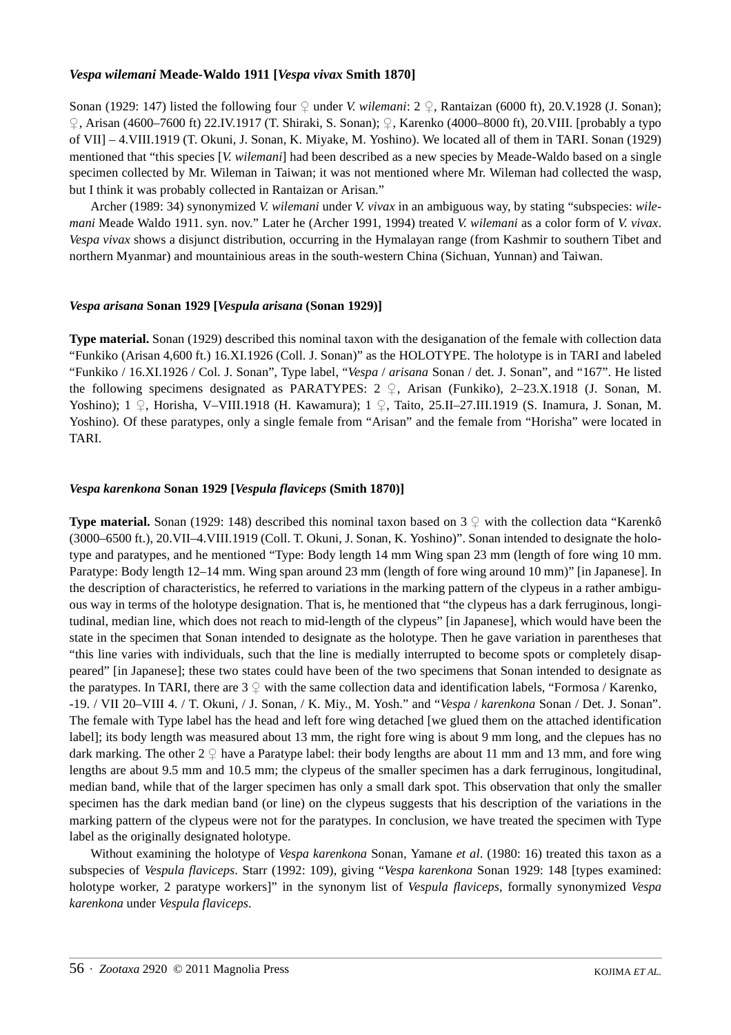### *Vespa wilemani* Meade-Waldo 1911 [*Vespa vivax* Smith 1870]

Sonan (1929: 147) listed the following four ♀ under *V. wilemani*: 2 ♀, Rantaizan (6000 ft), 20.V.1928 (J. Sonan); ♀, Arisan (4600–7600 ft) 22.IV.1917 (T. Shiraki, S. Sonan); ♀, Karenko (4000–8000 ft), 20.VIII. [probably a typo of VII] – 4.VIII.1919 (T. Okuni, J. Sonan, K. Miyake, M. Yoshino). We located all of them in TARI. Sonan (1929) mentioned that "this species [*V. wilemani*] had been described as a new species by Meade-Waldo based on a single specimen collected by Mr. Wileman in Taiwan; it was not mentioned where Mr. Wileman had collected the wasp, but I think it was probably collected in Rantaizan or Arisan."

Archer (1989: 34) synonymized *V. wilemani* under *V. vivax* in an ambiguous way, by stating "subspecies: *wilemani* Meade Waldo 1911. syn. nov." Later he (Archer 1991, 1994) treated *V. wilemani* as a color form of *V. vivax*. *Vespa vivax* shows a disjunct distribution, occurring in the Hymalayan range (from Kashmir to southern Tibet and northern Myanmar) and mountainious areas in the south-western China (Sichuan, Yunnan) and Taiwan.

### *Vespa arisana* Sonan 1929 [*Vespula arisana* (Sonan 1929)]

**Type material.** Sonan (1929) described this nominal taxon with the desiganation of the female with collection data "Funkiko (Arisan 4,600 ft.) 16.XI.1926 (Coll. J. Sonan)" as the HOLOTYPE. The holotype is in TARI and labeled "Funkiko / 16.XI.1926 / Col. J. Sonan", Type label, "*Vespa* / *arisana* Sonan / det. J. Sonan", and "167". He listed the following specimens designated as PARATYPES: 2 ♀, Arisan (Funkiko), 2–23.X.1918 (J. Sonan, M. Yoshino); 1 ♀, Horisha, V–VIII.1918 (H. Kawamura); 1 ♀, Taito, 25.II–27.III.1919 (S. Inamura, J. Sonan, M. Yoshino). Of these paratypes, only a single female from "Arisan" and the female from "Horisha" were located in TARI.

### *Vespa karenkona* Sonan 1929 [*Vespula flaviceps* (Smith 1870)]

**Type material.** Sonan (1929: 148) described this nominal taxon based on 3 ♀ with the collection data "Karenkô (3000–6500 ft.), 20.VII–4.VIII.1919 (Coll. T. Okuni, J. Sonan, K. Yoshino)". Sonan intended to designate the holotype and paratypes, and he mentioned "Type: Body length 14 mm Wing span 23 mm (length of fore wing 10 mm. Paratype: Body length 12–14 mm. Wing span around 23 mm (length of fore wing around 10 mm)" [in Japanese]. In the description of characteristics, he referred to variations in the marking pattern of the clypeus in a rather ambiguous way in terms of the holotype designation. That is, he mentioned that "the clypeus has a dark ferruginous, longitudinal, median line, which does not reach to mid-length of the clypeus" [in Japanese], which would have been the state in the specimen that Sonan intended to designate as the holotype. Then he gave variation in parentheses that "this line varies with individuals, such that the line is medially interrupted to become spots or completely disappeared" [in Japanese]; these two states could have been of the two specimens that Sonan intended to designate as the paratypes. In TARI, there are 3 ♀ with the same collection data and identification labels, "Formosa / Karenko, -19. / VII 20–VIII 4. / T. Okuni, / J. Sonan, / K. Miy., M. Yosh." and "*Vespa* / *karenkona* Sonan / Det. J. Sonan". The female with Type label has the head and left fore wing detached [we glued them on the attached identification label]; its body length was measured about 13 mm, the right fore wing is about 9 mm long, and the clepues has no dark marking. The other 2 ♀ have a Paratype label: their body lengths are about 11 mm and 13 mm, and fore wing lengths are about 9.5 mm and 10.5 mm; the clypeus of the smaller specimen has a dark ferruginous, longitudinal, median band, while that of the larger specimen has only a small dark spot. This observation that only the smaller specimen has the dark median band (or line) on the clypeus suggests that his description of the variations in the marking pattern of the clypeus were not for the paratypes. In conclusion, we have treated the specimen with Type label as the originally designated holotype.

Without examining the holotype of *Vespa karenkona* Sonan, Yamane *et al*. (1980: 16) treated this taxon as a subspecies of *Vespula flaviceps*. Starr (1992: 109), giving "*Vespa karenkona* Sonan 1929: 148 [types examined: holotype worker, 2 paratype workers]" in the synonym list of *Vespula flaviceps*, formally synonymized *Vespa karenkona* under *Vespula flaviceps*.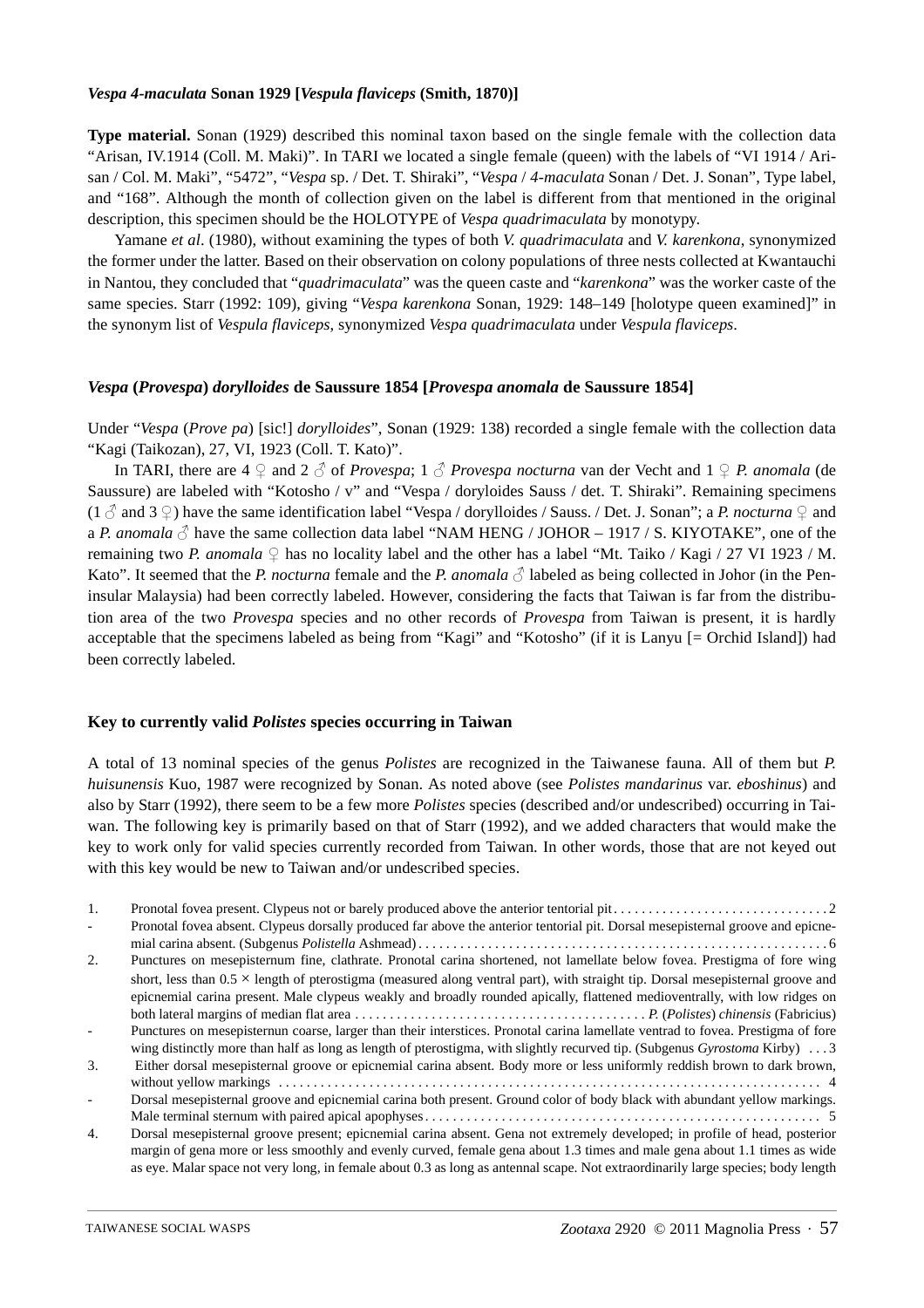***Vespa 4-maculata* Sonan 1929 [*Vespula flaviceps* (Smith, 1870)]**

**Type material.** Sonan (1929) described this nominal taxon based on the single female with the collection data "Arisan, IV.1914 (Coll. M. Maki)". In TARI we located a single female (queen) with the labels of "VI 1914 / Arisan / Col. M. Maki", "5472", "*Vespa* sp. / Det. T. Shiraki", "*Vespa* / *4-maculata* Sonan / Det. J. Sonan", Type label, and "168". Although the month of collection given on the label is different from that mentioned in the original description, this specimen should be the HOLOTYPE of *Vespa quadrimaculata* by monotypy.

Yamane *et al*. (1980), without examining the types of both *V. quadrimaculata* and *V. karenkona*, synonymized the former under the latter. Based on their observation on colony populations of three nests collected at Kwantauchi in Nantou, they concluded that "*quadrimaculata*" was the queen caste and "*karenkona*" was the worker caste of the same species. Starr (1992: 109), giving "*Vespa karenkona* Sonan, 1929: 148–149 [holotype queen examined]" in the synonym list of *Vespula flaviceps*, synonymized *Vespa quadrimaculata* under *Vespula flaviceps*.

***Vespa* (*Provespa*) *dorylloides* de Saussure 1854 [*Provespa anomala* de Saussure 1854]**

Under "*Vespa* (*Prove pa*) [sic!] *dorylloides*", Sonan (1929: 138) recorded a single female with the collection data "Kagi (Taikozan), 27, VI, 1923 (Coll. T. Kato)".

In TARI, there are 4 ♀ and 2 ♂ of *Provespa*; 1 ♂ *Provespa nocturna* van der Vecht and 1 ♀ *P. anomala* (de Saussure) are labeled with "Kotosho / v" and "Vespa / doryloides Sauss / det. T. Shiraki". Remaining specimens (1 ♂ and 3 ♀) have the same identification label "Vespa / dorylloides / Sauss. / Det. J. Sonan"; a *P. nocturna* ♀ and a *P. anomala* ♂ have the same collection data label "NAM HENG / JOHOR – 1917 / S. KIYOTAKE", one of the remaining two *P. anomala* ♀ has no locality label and the other has a label "Mt. Taiko / Kagi / 27 VI 1923 / M. Kato". It seemed that the *P. nocturna* female and the *P. anomala* ♂ labeled as being collected in Johor (in the Peninsular Malaysia) had been correctly labeled. However, considering the facts that Taiwan is far from the distribution area of the two *Provespa* species and no other records of *Provespa* from Taiwan is present, it is hardly acceptable that the specimens labeled as being from "Kagi" and "Kotosho" (if it is Lanyu [= Orchid Island]) had been correctly labeled.

**Key to currently valid *Polistes* species occurring in Taiwan**

A total of 13 nominal species of the genus *Polistes* are recognized in the Taiwanese fauna. All of them but *P. huisunensis* Kuo, 1987 were recognized by Sonan. As noted above (see *Polistes mandarinus* var. *eboshinus*) and also by Starr (1992), there seem to be a few more *Polistes* species (described and/or undescribed) occurring in Taiwan. The following key is primarily based on that of Starr (1992), and we added characters that would make the key to work only for valid species currently recorded from Taiwan. In other words, those that are not keyed out with this key would be new to Taiwan and/or undescribed species.

1. Pronotal fovea present. Clypeus not or barely produced above the anterior tentorial pit . . . . . . . . . . 2
- Pronotal fovea absent. Clypeus dorsally produced far above the anterior tentorial pit. Dorsal mesepisternal groove and epicnemial carina absent. (Subgenus *Polistella* Ashmead) . . . . . . . . . . 6

2. Punctures on mesepisternum fine, clathrate. Pronotal carina shortened, not lamellate below fovea. Prestigma of fore wing short, less than $0.5 \times$ length of pterostigma (measured along ventral part), with straight tip. Dorsal mesepisternal groove and epicnemial carina present. Male clypeus weakly and broadly rounded apically, flattened medioventrally, with low ridges on both lateral margins of median flat area . . . . . . . . . . *P.* (*Polistes*) *chinensis* (Fabricius)
- Punctures on mesepisternum coarse, larger than their interstices. Pronotal carina lamellate ventrad to fovea. Prestigma of fore wing distinctly more than half as long as length of pterostigma, with slightly recurved tip. (Subgenus *Gyrostoma* Kirby) . . . 3

3. Either dorsal mesepisternal groove or epicnemial carina absent. Body more or less uniformly reddish brown to dark brown, without yellow markings . . . . . . . . . . 4
- Dorsal mesepisternal groove and epicnemial carina both present. Ground color of body black with abundant yellow markings. Male terminal sternum with paired apical apophyses . . . . . . . . . . 5

4. Dorsal mesepisternal groove present; epicnemial carina absent. Gena not extremely developed; in profile of head, posterior margin of gena more or less smoothly and evenly curved, female gena about 1.3 times and male gena about 1.1 times as wide as eye. Malar space not very long, in female about 0.3 as long as antennal scape. Not extraordinarily large species; body length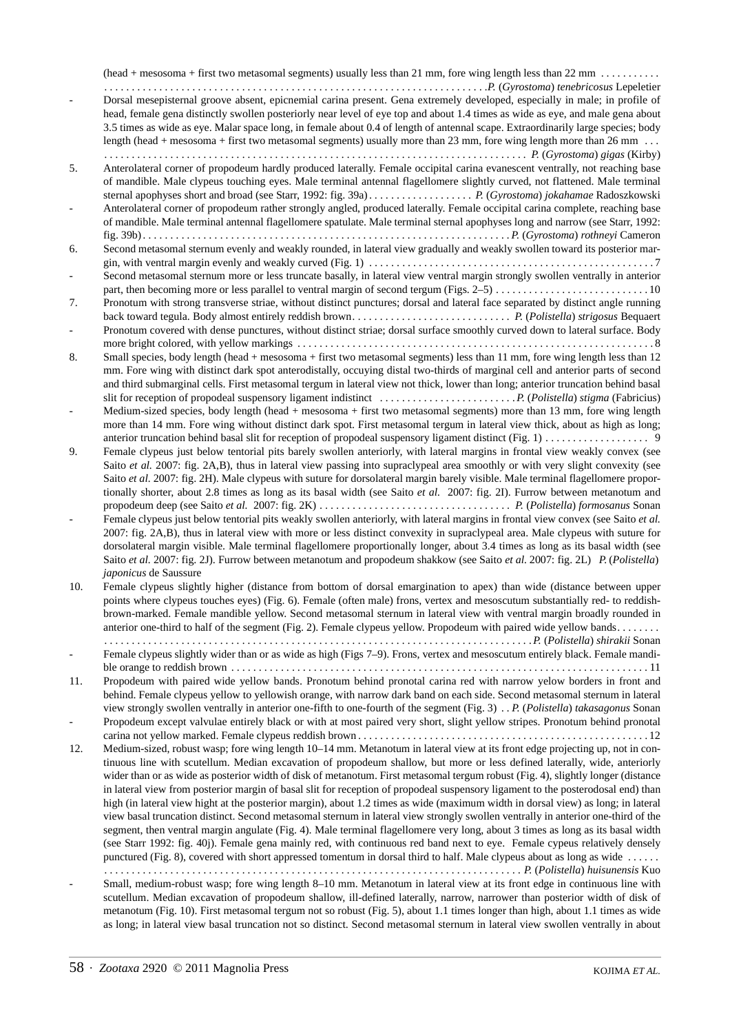(head + mesosoma + first two metasomal segments) usually less than 21 mm, fore wing length less than 22 mm . . . . . . . . . . . . . . . . . . . . . . . . . . . . . . . . . . . . . . . . . . . . . . . . . . . . . . . . . . . . . . . . . . . . . . . . . . . . . . . . . . . *P.* (*Gyrostoma*) *tenebricosus* Lepeletier

- Dorsal mesepisternal groove absent, epicnemial carina present. Gena extremely developed, especially in male; in profile of head, female gena distinctly swollen posteriorly near level of eye top and about 1.4 times as wide as eye, and male gena about 3.5 times as wide as eye. Malar space long, in female about 0.4 of length of antennal scape. Extraordinarily large species; body length (head + mesosoma + first two metasomal segments) usually more than 23 mm, fore wing length more than 26 mm . . . . . . . . . . . . . . . . . . . . . . . . . . . . . . . . . . . . . . . . . . . . . . . . . . . . . . . . . . . . . . . . . . . . . . . . . . . . . . . . . . . *P.* (*Gyrostoma*) *gigas* (Kirby)

5. Anterolateral corner of propodeum hardly produced laterally. Female occipital carina evanescent ventrally, not reaching base of mandible. Male clypeus touching eyes. Male terminal antennal flagellomere slightly curved, not flattened. Male terminal sternal apophyses short and broad (see Starr, 1992: fig. 39a) . . . . . . . . . . . . . . . . . . . *P.* (*Gyrostoma*) *jokahamae* Radoszkowski

- Anterolateral corner of propodeum rather strongly angled, produced laterally. Female occipital carina complete, reaching base of mandible. Male terminal antennal flagellomere spatulate. Male terminal sternal apophyses long and narrow (see Starr, 1992: fig. 39b) . . . . . . . . . . . . . . . . . . . . . . . . . . . . . . . . . . . . . . . . . . . . . . . . . . . . . . . . . . . . . . . *P.* (*Gyrostoma*) *rothneyi* Cameron

6. Second metasomal sternum evenly and weakly rounded, in lateral view gradually and weakly swollen toward its posterior margin, with ventral margin evenly and weakly curved (Fig. 1) . . . . . . . . . . . . . . . . . . . . . . . . . . . . . . . . . . . . . . . . . . . . . . . . . . . 7

- Second metasomal sternum more or less truncate basally, in lateral view ventral margin strongly swollen ventrally in anterior part, then becoming more or less parallel to ventral margin of second tergum (Figs. 2–5) . . . . . . . . . . . . . . . . . . . . . . . . . . . . 10

7. Pronotum with strong transverse striae, without distinct punctures; dorsal and lateral face separated by distinct angle running back toward tegula. Body almost entirely reddish brown . . . . . . . . . . . . . . . . . . . . . . . . . . . . . *P.* (*Polistella*) *strigosus* Bequaert

- Pronotum covered with dense punctures, without distinct striae; dorsal surface smoothly curved down to lateral surface. Body more bright colored, with yellow markings . . . . . . . . . . . . . . . . . . . . . . . . . . . . . . . . . . . . . . . . . . . . . . . . . . . . . . . . . . . . . . . . 8

8. Small species, body length (head + mesosoma + first two metasomal segments) less than 11 mm, fore wing length less than 12 mm. Fore wing with distinct dark spot anterodistally, occuying distal two-thirds of marginal cell and anterior parts of second and third submarginal cells. First metasomal tergum in lateral view not thick, lower than long; anterior truncation behind basal slit for reception of propodeal suspensory ligament indistinct . . . . . . . . . . . . . . . . . . . . . . . . . *P.* (*Polistella*) *stigma* (Fabricius)

- Medium-sized species, body length (head + mesosoma + first two metasomal segments) more than 13 mm, fore wing length more than 14 mm. Fore wing without distinct dark spot. First metasomal tergum in lateral view thick, about as high as long; anterior truncation behind basal slit for reception of propodeal suspensory ligament distinct (Fig. 1) . . . . . . . . . . . . . . . . . . . 9

9. Female clypeus just below tentorial pits barely swollen anteriorly, with lateral margins in frontal view weakly convex (see Saito *et al.* 2007: fig. 2A,B), thus in lateral view passing into supraclypeal area smoothly or with very slight convexity (see Saito *et al.* 2007: fig. 2H). Male clypeus with suture for dorsolateral margin barely visible. Male terminal flagellomere proportionally shorter, about 2.8 times as long as its basal width (see Saito *et al.* 2007: fig. 2I). Furrow between metanotum and propodeum deep (see Saito *et al.* 2007: fig. 2K) . . . . . . . . . . . . . . . . . . . . . . . . . . . . . . . . . . . *P.* (*Polistella*) *formosanus* Sonan

- Female clypeus just below tentorial pits weakly swollen anteriorly, with lateral margins in frontal view convex (see Saito *et al.* 2007: fig. 2A,B), thus in lateral view with more or less distinct convexity in supraclypeal area. Male clypeus with suture for dorsolateral margin visible. Male terminal flagellomere proportionally longer, about 3.4 times as long as its basal width (see Saito *et al.* 2007: fig. 2J). Furrow between metanotum and propodeum shakkow (see Saito *et al.* 2007: fig. 2L) *P.* (*Polistella*) *japonicus* de Saussure

10. Female clypeus slightly higher (distance from bottom of dorsal emargination to apex) than wide (distance between upper points where clypeus touches eyes) (Fig. 6). Female (often male) frons, vertex and mesoscutum substantially red- to reddish-brown-marked. Female mandible yellow. Second metasomal sternum in lateral view with ventral margin broadly rounded in anterior one-third to half of the segment (Fig. 2). Female clypeus yellow. Propodeum with paired wide yellow bands. . . . . . . . . . . . . . . . . . . . . . . . . . . . . . . . . . . . . . . . . . . . . . . . . . . . . . . . . . . . . . . . . . . . . . . . . . . . . . . . . . . . . *P.* (*Polistella*) *shirakii* Sonan

- Female clypeus slightly wider than or as wide as high (Figs 7–9). Frons, vertex and mesoscutum entirely black. Female mandible orange to reddish brown . . . . . . . . . . . . . . . . . . . . . . . . . . . . . . . . . . . . . . . . . . . . . . . . . . . . . . . . . . . . . . . . . . . . . . . . . . . 11

11. Propodeum with paired wide yellow bands. Pronotum behind pronotal carina red with narrow yelow borders in front and behind. Female clypeus yellow to yellowish orange, with narrow dark band on each side. Second metasomal sternum in lateral view strongly swollen ventrally in anterior one-fifth to one-fourth of the segment (Fig. 3) . . *P.* (*Polistella*) *takasagonus* Sonan

- Propodeum except valvulae entirely black or with at most paired very short, slight yellow stripes. Pronotum behind pronotal carina not yellow marked. Female clypeus reddish brown . . . . . . . . . . . . . . . . . . . . . . . . . . . . . . . . . . . . . . . . . . . . . . . . . . . . 12

12. Medium-sized, robust wasp; fore wing length 10–14 mm. Metanotum in lateral view at its front edge projecting up, not in continuous line with scutellum. Median excavation of propodeum shallow, but more or less defined laterally, wide, anteriorly wider than or as wide as posterior width of disk of metanotum. First metasomal tergum robust (Fig. 4), slightly longer (distance in lateral view from posterior margin of basal slit for reception of propodeal suspensory ligament to the posterodosal end) than high (in lateral view hight at the posterior margin), about 1.2 times as wide (maximum width in dorsal view) as long; in lateral view basal truncation distinct. Second metasomal sternum in lateral view strongly swollen ventrally in anterior one-third of the segment, then ventral margin angulate (Fig. 4). Male terminal flagellomere very long, about 3 times as long as its basal width (see Starr 1992: fig. 40j). Female gena mainly red, with continuous red band next to eye. Female cypeus relatively densely punctured (Fig. 8), covered with short appressed tomentum in dorsal third to half. Male clypeus about as long as wide . . . . . . . . . . . . . . . . . . . . . . . . . . . . . . . . . . . . . . . . . . . . . . . . . . . . . . . . . . . . . . . . . . . . . . . . . . . . . . . . . . . . . . . . *P.* (*Polistella*) *huisunensis* Kuo

- Small, medium-robust wasp; fore wing length 8–10 mm. Metanotum in lateral view at its front edge in continuous line with scutellum. Median excavation of propodeum shallow, ill-defined laterally, narrow, narrower than posterior width of disk of metanotum (Fig. 10). First metasomal tergum not so robust (Fig. 5), about 1.1 times longer than high, about 1.1 times as wide as long; in lateral view basal truncation not so distinct. Second metasomal sternum in lateral view swollen ventrally in about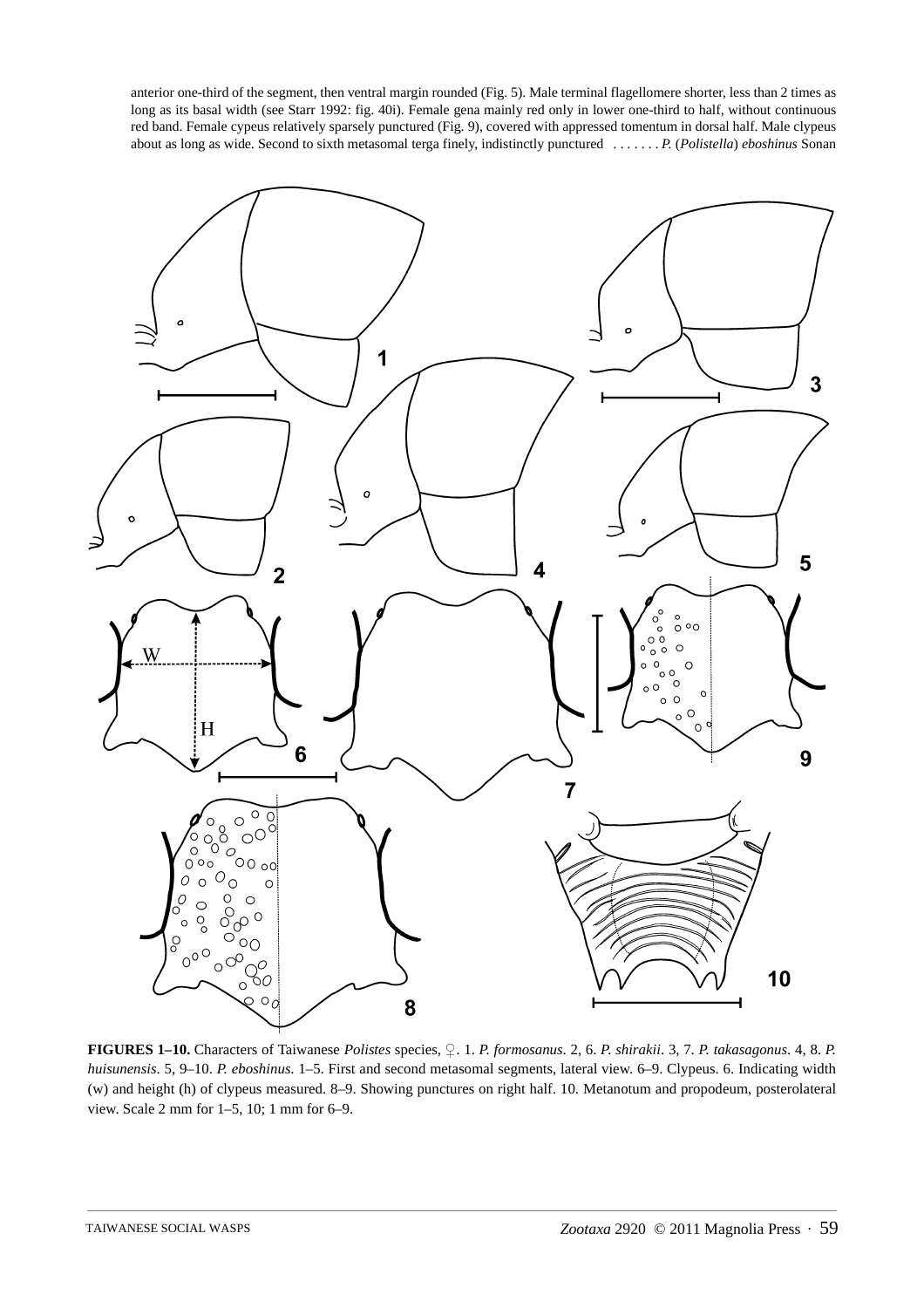anterior one-third of the segment, then ventral margin rounded (Fig. 5). Male terminal flagellomere shorter, less than 2 times as long as its basal width (see Starr 1992: fig. 40i). Female gena mainly red only in lower one-third to half, without continuous red band. Female cypeus relatively sparsely punctured (Fig. 9), covered with appressed tomentum in dorsal half. Male clypeus about as long as wide. Second to sixth metasomal terga finely, indistinctly punctured . . . . . . . *P.* (*Polistella*) *eboshinus* Sonan

**FIGURES 1–10.** Characters of Taiwanese *Polistes* species, ♀. 1. *P. formosanus*. 2, 6. *P. shirakii*. 3, 7. *P. takasagonus*. 4, 8. *P. huisunensis*. 5, 9–10. *P. eboshinus*. 1–5. First and second metasomal segments, lateral view. 6–9. Clypeus. 6. Indicating width (w) and height (h) of clypeus measured. 8–9. Showing punctures on right half. 10. Metanotum and propodeum, posterolateral view. Scale 2 mm for 1–5, 10; 1 mm for 6–9.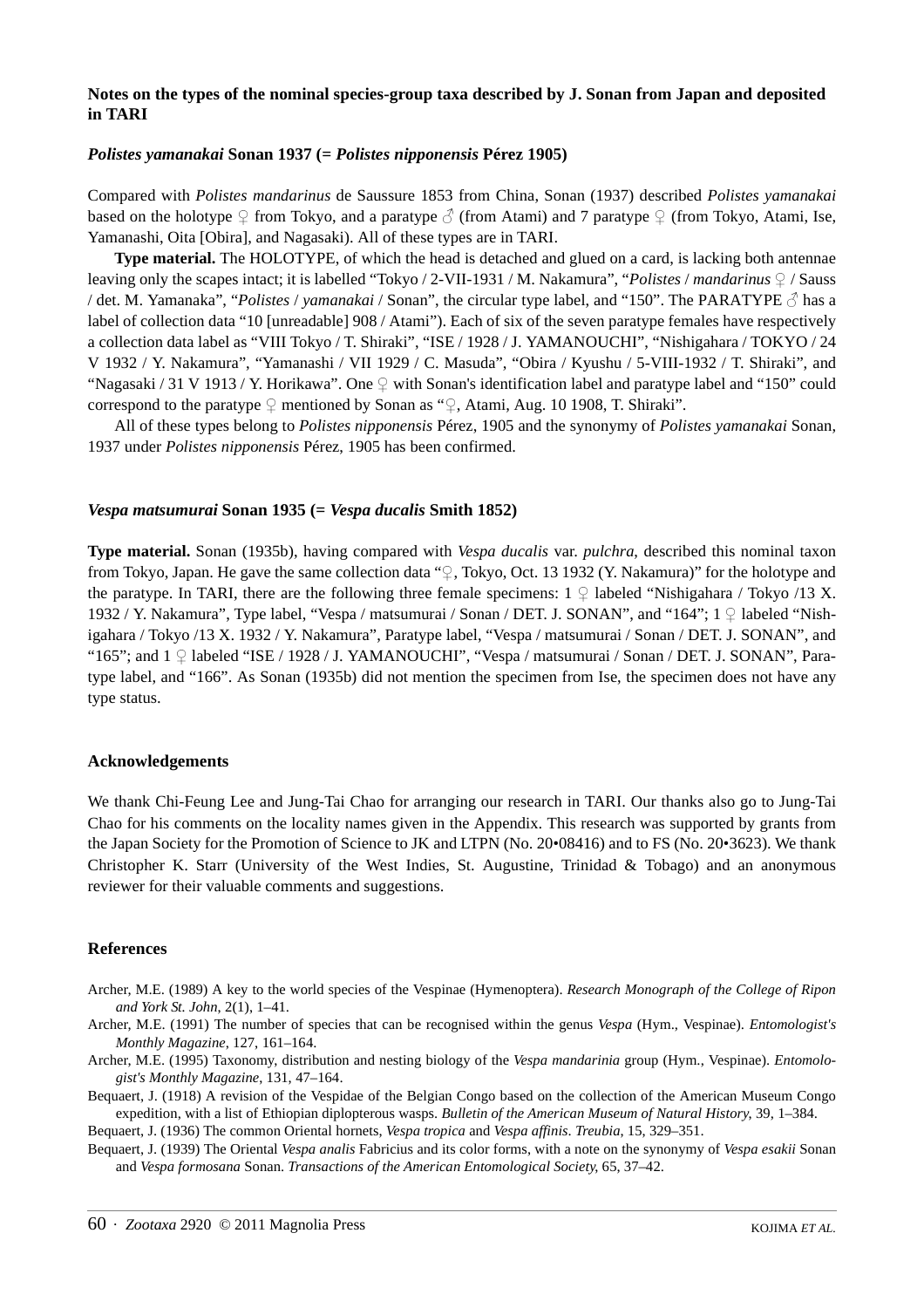**Notes on the types of the nominal species-group taxa described by J. Sonan from Japan and deposited in TARI**

***Polistes yamanakai*** **Sonan 1937 (=** ***Polistes nipponensis*** **Pérez 1905)**

Compared with *Polistes mandarinus* de Saussure 1853 from China, Sonan (1937) described *Polistes yamanakai* based on the holotype ♀ from Tokyo, and a paratype ♂ (from Atami) and 7 paratype ♀ (from Tokyo, Atami, Ise, Yamanashi, Oita [Obira], and Nagasaki). All of these types are in TARI.

**Type material.** The HOLOTYPE, of which the head is detached and glued on a card, is lacking both antennae leaving only the scapes intact; it is labelled "Tokyo / 2-VII-1931 / M. Nakamura", "*Polistes* / *mandarinus* ♀ / Sauss / det. M. Yamanaka", "*Polistes* / *yamanakai* / Sonan", the circular type label, and "150". The PARATYPE ♂ has a label of collection data "10 [unreadable] 908 / Atami"). Each of six of the seven paratype females have respectively a collection data label as "VIII Tokyo / T. Shiraki", "ISE / 1928 / J. YAMANOUCHI", "Nishigahara / TOKYO / 24 V 1932 / Y. Nakamura", "Yamanashi / VII 1929 / C. Masuda", "Obira / Kyushu / 5-VIII-1932 / T. Shiraki", and "Nagasaki / 31 V 1913 / Y. Horikawa". One ♀ with Sonan's identification label and paratype label and "150" could correspond to the paratype ♀ mentioned by Sonan as "♀, Atami, Aug. 10 1908, T. Shiraki".

All of these types belong to *Polistes nipponensis* Pérez, 1905 and the synonymy of *Polistes yamanakai* Sonan, 1937 under *Polistes nipponensis* Pérez, 1905 has been confirmed.

***Vespa matsumurai*** **Sonan 1935 (=** ***Vespa ducalis*** **Smith 1852)**

**Type material.** Sonan (1935b), having compared with *Vespa ducalis* var. *pulchra*, described this nominal taxon from Tokyo, Japan. He gave the same collection data "♀, Tokyo, Oct. 13 1932 (Y. Nakamura)" for the holotype and the paratype. In TARI, there are the following three female specimens: 1 ♀ labeled "Nishigahara / Tokyo /13 X. 1932 / Y. Nakamura", Type label, "Vespa / matsumurai / Sonan / DET. J. SONAN", and "164"; 1 ♀ labeled "Nishigahara / Tokyo /13 X. 1932 / Y. Nakamura", Paratype label, "Vespa / matsumurai / Sonan / DET. J. SONAN", and "165"; and 1 ♀ labeled "ISE / 1928 / J. YAMANOUCHI", "Vespa / matsumurai / Sonan / DET. J. SONAN", Paratype label, and "166". As Sonan (1935b) did not mention the specimen from Ise, the specimen does not have any type status.

## Acknowledgements

We thank Chi-Feung Lee and Jung-Tai Chao for arranging our research in TARI. Our thanks also go to Jung-Tai Chao for his comments on the locality names given in the Appendix. This research was supported by grants from the Japan Society for the Promotion of Science to JK and LTPN (No. 20•08416) and to FS (No. 20•3623). We thank Christopher K. Starr (University of the West Indies, St. Augustine, Trinidad & Tobago) and an anonymous reviewer for their valuable comments and suggestions.

## References

Archer, M.E. (1989) A key to the world species of the Vespinae (Hymenoptera). *Research Monograph of the College of Ripon and York St. John*, 2(1), 1–41.

Archer, M.E. (1991) The number of species that can be recognised within the genus *Vespa* (Hym., Vespinae). *Entomologist's Monthly Magazine*, 127, 161–164.

Archer, M.E. (1995) Taxonomy, distribution and nesting biology of the *Vespa mandarinia* group (Hym., Vespinae). *Entomologist's Monthly Magazine*, 131, 47–164.

Bequaert, J. (1918) A revision of the Vespidae of the Belgian Congo based on the collection of the American Museum Congo expedition, with a list of Ethiopian diplopterous wasps. *Bulletin of the American Museum of Natural History*, 39, 1–384.

Bequaert, J. (1936) The common Oriental hornets, *Vespa tropica* and *Vespa affinis*. *Treubia*, 15, 329–351.

Bequaert, J. (1939) The Oriental *Vespa analis* Fabricius and its color forms, with a note on the synonymy of *Vespa esakii* Sonan and *Vespa formosana* Sonan. *Transactions of the American Entomological Society*, 65, 37–42.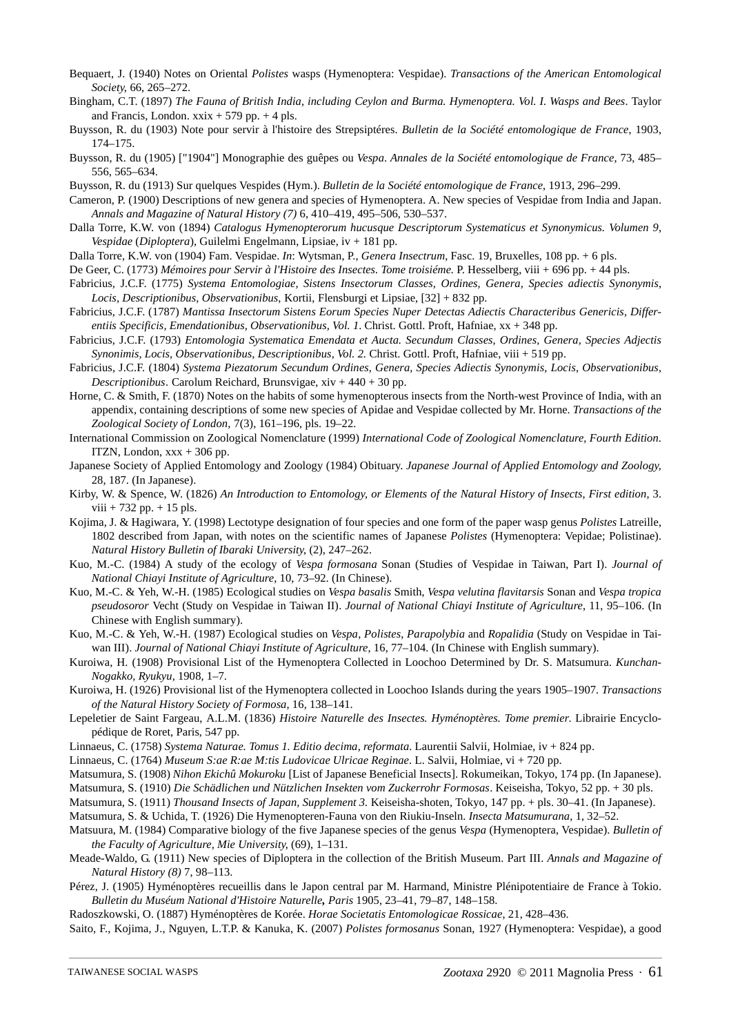Bequaert, J. (1940) Notes on Oriental *Polistes* wasps (Hymenoptera: Vespidae). *Transactions of the American Entomological Society*, 66, 265–272.

Bingham, C.T. (1897) *The Fauna of British India, including Ceylon and Burma. Hymenoptera. Vol. I. Wasps and Bees*. Taylor and Francis, London. xxix + 579 pp. + 4 pls.

Buysson, R. du (1903) Note pour servir à l'histoire des Strepsiptéres. *Bulletin de la Société entomologique de France*, 1903, 174–175.

Buysson, R. du (1905) ["1904"] Monographie des guêpes ou *Vespa*. *Annales de la Société entomologique de France*, 73, 485–556, 565–634.

Buysson, R. du (1913) Sur quelques Vespides (Hym.). *Bulletin de la Société entomologique de France*, 1913, 296–299.

Cameron, P. (1900) Descriptions of new genera and species of Hymenoptera. A. New species of Vespidae from India and Japan. *Annals and Magazine of Natural History (7)* 6, 410–419, 495–506, 530–537.

Dalla Torre, K.W. von (1894) *Catalogus Hymenopterorum hucusque Descriptorum Systematicus et Synonymicus. Volumen 9, Vespidae* (*Diploptera*), Guilelmi Engelmann, Lipsiae, iv + 181 pp.

Dalla Torre, K.W. von (1904) Fam. Vespidae. *In*: Wytsman, P., *Genera Insectrum*, Fasc. 19, Bruxelles, 108 pp. + 6 pls.

De Geer, C. (1773) *Mémoires pour Servir à l'Histoire des Insectes. Tome troisiéme.* P. Hesselberg, viii + 696 pp. + 44 pls.

Fabricius, J.C.F. (1775) *Systema Entomologiae, Sistens Insectorum Classes, Ordines, Genera, Species adiectis Synonymis, Locis, Descriptionibus, Observationibus*, Kortii, Flensburgi et Lipsiae, [32] + 832 pp.

Fabricius, J.C.F. (1787) *Mantissa Insectorum Sistens Eorum Species Nuper Detectas Adiectis Characteribus Genericis, Differentiis Specificis, Emendationibus, Observationibus, Vol. 1*. Christ. Gottl. Proft, Hafniae, xx + 348 pp.

Fabricius, J.C.F. (1793) *Entomologia Systematica Emendata et Aucta. Secundum Classes, Ordines, Genera, Species Adjectis Synonimis, Locis, Observationibus, Descriptionibus, Vol. 2.* Christ. Gottl. Proft, Hafniae, viii + 519 pp.

Fabricius, J.C.F. (1804) *Systema Piezatorum Secundum Ordines, Genera, Species Adiectis Synonymis, Locis, Observationibus, Descriptionibus*. Carolum Reichard, Brunsvigae, xiv + 440 + 30 pp.

Horne, C. & Smith, F. (1870) Notes on the habits of some hymenopterous insects from the North-west Province of India, with an appendix, containing descriptions of some new species of Apidae and Vespidae collected by Mr. Horne. *Transactions of the Zoological Society of London*, 7(3), 161–196, pls. 19–22.

International Commission on Zoological Nomenclature (1999) *International Code of Zoological Nomenclature, Fourth Edition*. ITZN, London, xxx + 306 pp.

Japanese Society of Applied Entomology and Zoology (1984) Obituary. *Japanese Journal of Applied Entomology and Zoology*, 28, 187. (In Japanese).

Kirby, W. & Spence, W. (1826) *An Introduction to Entomology, or Elements of the Natural History of Insects, First edition*, 3. viii + 732 pp. + 15 pls.

Kojima, J. & Hagiwara, Y. (1998) Lectotype designation of four species and one form of the paper wasp genus *Polistes* Latreille, 1802 described from Japan, with notes on the scientific names of Japanese *Polistes* (Hymenoptera: Vepidae; Polistinae). *Natural History Bulletin of Ibaraki University*, (2), 247–262.

Kuo, M.-C. (1984) A study of the ecology of *Vespa formosana* Sonan (Studies of Vespidae in Taiwan, Part I). *Journal of National Chiayi Institute of Agriculture*, 10, 73–92. (In Chinese).

Kuo, M.-C. & Yeh, W.-H. (1985) Ecological studies on *Vespa basalis* Smith, *Vespa velutina flavitarsis* Sonan and *Vespa tropica pseudosoror* Vecht (Study on Vespidae in Taiwan II). *Journal of National Chiayi Institute of Agriculture*, 11, 95–106. (In Chinese with English summary).

Kuo, M.-C. & Yeh, W.-H. (1987) Ecological studies on *Vespa*, *Polistes*, *Parapolybia* and *Ropalidia* (Study on Vespidae in Taiwan III). *Journal of National Chiayi Institute of Agriculture*, 16, 77–104. (In Chinese with English summary).

Kuroiwa, H. (1908) Provisional List of the Hymenoptera Collected in Loochoo Determined by Dr. S. Matsumura. *Kunchan-Nogakko, Ryukyu*, 1908, 1–7.

Kuroiwa, H. (1926) Provisional list of the Hymenoptera collected in Loochoo Islands during the years 1905–1907. *Transactions of the Natural History Society of Formosa*, 16, 138–141.

Lepeletier de Saint Fargeau, A.L.M. (1836) *Histoire Naturelle des Insectes. Hyménoptères. Tome premier.* Librairie Encyclopédique de Roret, Paris, 547 pp.

Linnaeus, C. (1758) *Systema Naturae. Tomus 1. Editio decima, reformata*. Laurentii Salvii, Holmiae, iv + 824 pp.

Linnaeus, C. (1764) *Museum S:ae R:ae M:tis Ludovicae Ulricae Reginae*. L. Salvii, Holmiae, vi + 720 pp.

Matsumura, S. (1908) *Nihon Ekichû Mokuroku* [List of Japanese Beneficial Insects]. Rokumeikan, Tokyo, 174 pp. (In Japanese).

Matsumura, S. (1910) *Die Schädlichen und Nützlichen Insekten vom Zuckerrohr Formosas*. Keiseisha, Tokyo, 52 pp. + 30 pls.

Matsumura, S. (1911) *Thousand Insects of Japan, Supplement 3*. Keiseisha-shoten, Tokyo, 147 pp. + pls. 30–41. (In Japanese).

Matsumura, S. & Uchida, T. (1926) Die Hymenopteren-Fauna von den Riukiu-Inseln. *Insecta Matsumurana*, 1, 32–52.

Matsuura, M. (1984) Comparative biology of the five Japanese species of the genus *Vespa* (Hymenoptera, Vespidae). *Bulletin of the Faculty of Agriculture, Mie University*, (69), 1–131.

Meade-Waldo, G. (1911) New species of Diploptera in the collection of the British Museum. Part III. *Annals and Magazine of Natural History (8)* 7, 98–113.

Pérez, J. (1905) Hyménoptères recueillis dans le Japon central par M. Harmand, Ministre Plénipotentiaire de France à Tokio. *Bulletin du Muséum National d'Histoire Naturelle, Paris* 1905, 23–41, 79–87, 148–158.

Radoszkowski, O. (1887) Hyménoptères de Korée. *Horae Societatis Entomologicae Rossicae*, 21, 428–436.

Saito, F., Kojima, J., Nguyen, L.T.P. & Kanuka, K. (2007) *Polistes formosanus* Sonan, 1927 (Hymenoptera: Vespidae), a good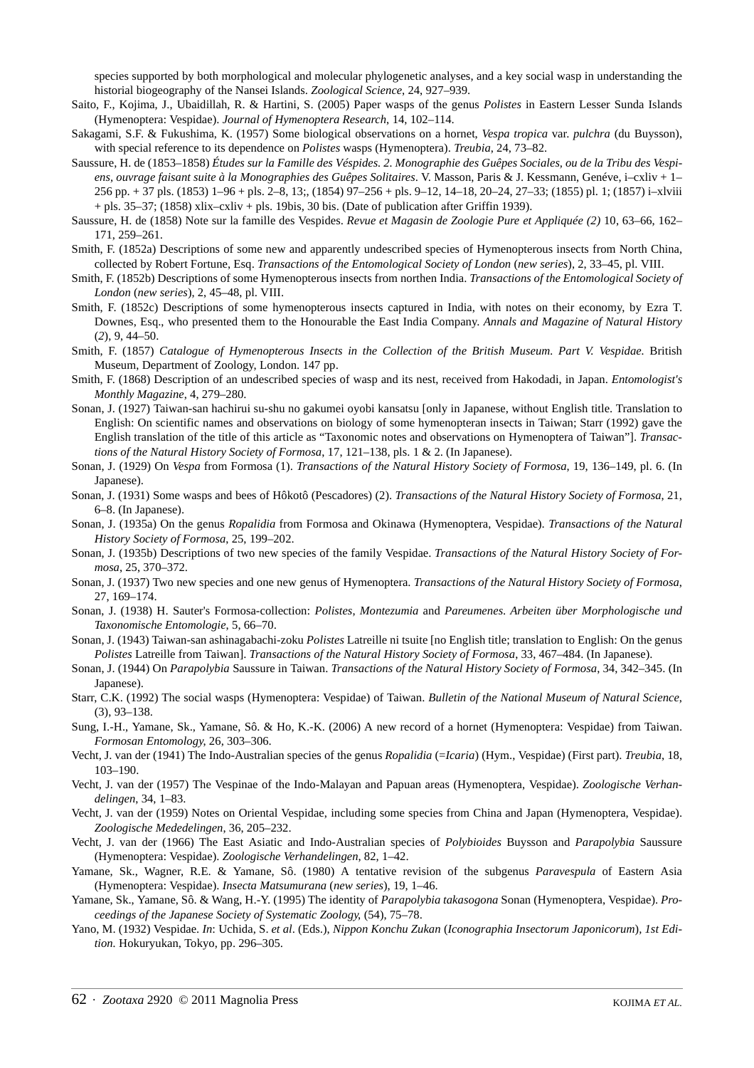species supported by both morphological and molecular phylogenetic analyses, and a key social wasp in understanding the historial biogeography of the Nansei Islands. *Zoological Science*, 24, 927–939.

Saito, F., Kojima, J., Ubaidillah, R. & Hartini, S. (2005) Paper wasps of the genus *Polistes* in Eastern Lesser Sunda Islands (Hymenoptera: Vespidae). *Journal of Hymenoptera Research*, 14, 102–114.

Sakagami, S.F. & Fukushima, K. (1957) Some biological observations on a hornet, *Vespa tropica* var. *pulchra* (du Buysson), with special reference to its dependence on *Polistes* wasps (Hymenoptera). *Treubia*, 24, 73–82.

Saussure, H. de (1853–1858) *Études sur la Famille des Véspides. 2. Monographie des Guêpes Sociales, ou de la Tribu des Vespiens, ouvrage faisant suite à la Monographies des Guêpes Solitaires*. V. Masson, Paris & J. Kessmann, Genéve, i–cxliv + 1–256 pp. + 37 pls. (1853) 1–96 + pls. 2–8, 13;, (1854) 97–256 + pls. 9–12, 14–18, 20–24, 27–33; (1855) pl. 1; (1857) i–xlviii + pls. 35–37; (1858) xlix–cxliv + pls. 19bis, 30 bis. (Date of publication after Griffin 1939).

Saussure, H. de (1858) Note sur la famille des Vespides. *Revue et Magasin de Zoologie Pure et Appliquée (2)* 10, 63–66, 162–171, 259–261.

Smith, F. (1852a) Descriptions of some new and apparently undescribed species of Hymenopterous insects from North China, collected by Robert Fortune, Esq. *Transactions of the Entomological Society of London* (*new series*), 2, 33–45, pl. VIII.

Smith, F. (1852b) Descriptions of some Hymenopterous insects from northen India. *Transactions of the Entomological Society of London* (*new series*), 2, 45–48, pl. VIII.

Smith, F. (1852c) Descriptions of some hymenopterous insects captured in India, with notes on their economy, by Ezra T. Downes, Esq., who presented them to the Honourable the East India Company. *Annals and Magazine of Natural History* (*2*), 9, 44–50.

Smith, F. (1857) *Catalogue of Hymenopterous Insects in the Collection of the British Museum. Part V. Vespidae.* British Museum, Department of Zoology, London. 147 pp.

Smith, F. (1868) Description of an undescribed species of wasp and its nest, received from Hakodadi, in Japan. *Entomologist's Monthly Magazine*, 4, 279–280.

Sonan, J. (1927) Taiwan-san hachirui su-shu no gakumei oyobi kansatsu [only in Japanese, without English title. Translation to English: On scientific names and observations on biology of some hymenopteran insects in Taiwan; Starr (1992) gave the English translation of the title of this article as "Taxonomic notes and observations on Hymenoptera of Taiwan"]. *Transactions of the Natural History Society of Formosa*, 17, 121–138, pls. 1 & 2. (In Japanese).

Sonan, J. (1929) On *Vespa* from Formosa (1). *Transactions of the Natural History Society of Formosa*, 19, 136–149, pl. 6. (In Japanese).

Sonan, J. (1931) Some wasps and bees of Hôkotô (Pescadores) (2). *Transactions of the Natural History Society of Formosa*, 21, 6–8. (In Japanese).

Sonan, J. (1935a) On the genus *Ropalidia* from Formosa and Okinawa (Hymenoptera, Vespidae). *Transactions of the Natural History Society of Formosa*, 25, 199–202.

Sonan, J. (1935b) Descriptions of two new species of the family Vespidae. *Transactions of the Natural History Society of Formosa*, 25, 370–372.

Sonan, J. (1937) Two new species and one new genus of Hymenoptera. *Transactions of the Natural History Society of Formosa*, 27, 169–174.

Sonan, J. (1938) H. Sauter's Formosa-collection: *Polistes*, *Montezumia* and *Pareumenes*. *Arbeiten über Morphologische und Taxonomische Entomologie*, 5, 66–70.

Sonan, J. (1943) Taiwan-san ashinagabachi-zoku *Polistes* Latreille ni tsuite [no English title; translation to English: On the genus *Polistes* Latreille from Taiwan]. *Transactions of the Natural History Society of Formosa*, 33, 467–484. (In Japanese).

Sonan, J. (1944) On *Parapolybia* Saussure in Taiwan. *Transactions of the Natural History Society of Formosa*, 34, 342–345. (In Japanese).

Starr, C.K. (1992) The social wasps (Hymenoptera: Vespidae) of Taiwan. *Bulletin of the National Museum of Natural Science*, (3), 93–138.

Sung, I.-H., Yamane, Sk., Yamane, Sô. & Ho, K.-K. (2006) A new record of a hornet (Hymenoptera: Vespidae) from Taiwan. *Formosan Entomology*, 26, 303–306.

Vecht, J. van der (1941) The Indo-Australian species of the genus *Ropalidia* (=*Icaria*) (Hym., Vespidae) (First part). *Treubia*, 18, 103–190.

Vecht, J. van der (1957) The Vespinae of the Indo-Malayan and Papuan areas (Hymenoptera, Vespidae). *Zoologische Verhandelingen*, 34, 1–83.

Vecht, J. van der (1959) Notes on Oriental Vespidae, including some species from China and Japan (Hymenoptera, Vespidae). *Zoologische Mededelingen*, 36, 205–232.

Vecht, J. van der (1966) The East Asiatic and Indo-Australian species of *Polybioides* Buysson and *Parapolybia* Saussure (Hymenoptera: Vespidae). *Zoologische Verhandelingen*, 82, 1–42.

Yamane, Sk., Wagner, R.E. & Yamane, Sô. (1980) A tentative revision of the subgenus *Paravespula* of Eastern Asia (Hymenoptera: Vespidae). *Insecta Matsumurana* (*new series*), 19, 1–46.

Yamane, Sk., Yamane, Sô. & Wang, H.-Y. (1995) The identity of *Parapolybia takasogona* Sonan (Hymenoptera, Vespidae). *Proceedings of the Japanese Society of Systematic Zoology*, (54), 75–78.

Yano, M. (1932) Vespidae. *In*: Uchida, S. *et al*. (Eds.), *Nippon Konchu Zukan* (*Iconographia Insectorum Japonicorum*), *1st Edition.* Hokuryukan, Tokyo, pp. 296–305.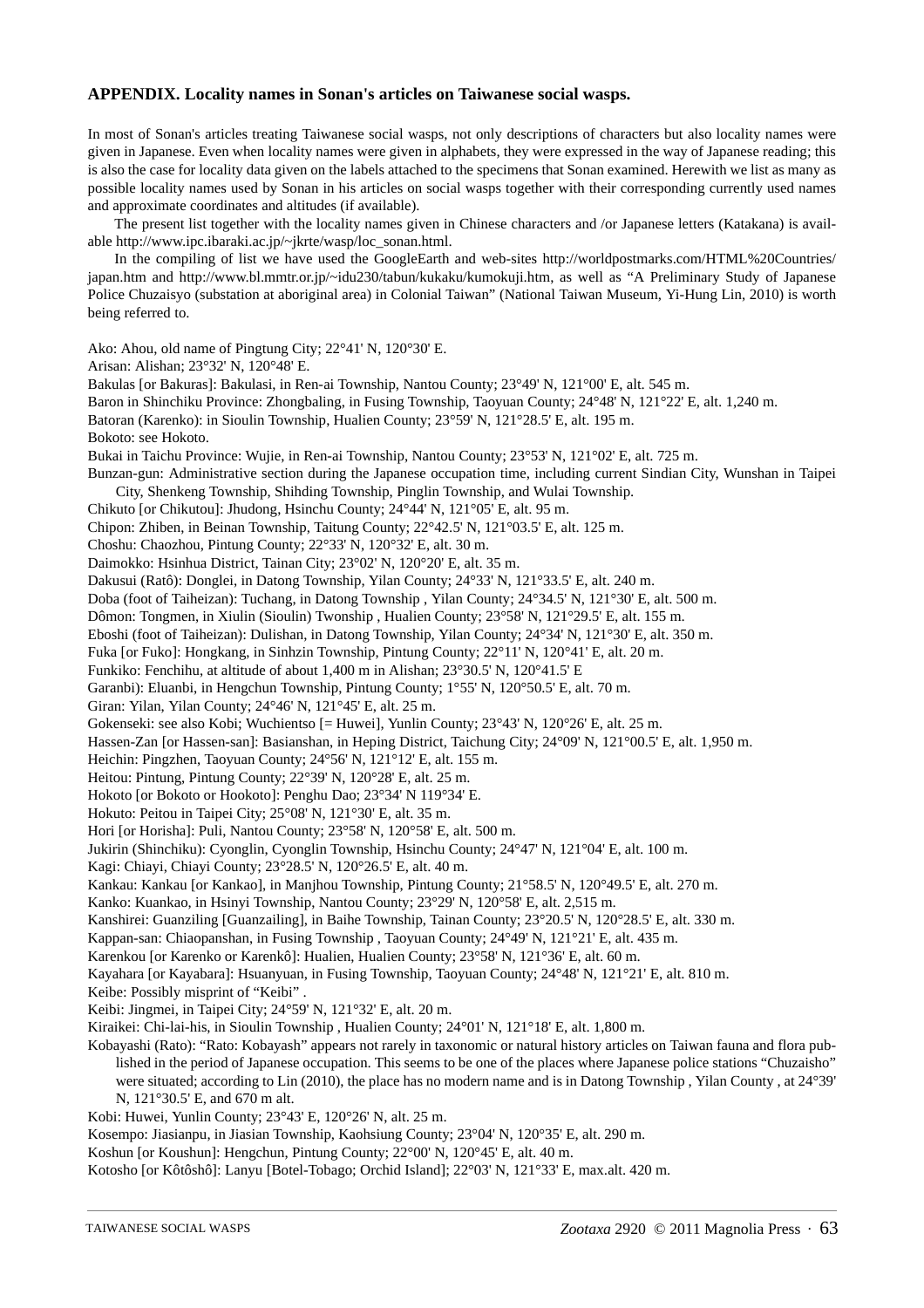## APPENDIX. Locality names in Sonan's articles on Taiwanese social wasps.

In most of Sonan's articles treating Taiwanese social wasps, not only descriptions of characters but also locality names were given in Japanese. Even when locality names were given in alphabets, they were expressed in the way of Japanese reading; this is also the case for locality data given on the labels attached to the specimens that Sonan examined. Herewith we list as many as possible locality names used by Sonan in his articles on social wasps together with their corresponding currently used names and approximate coordinates and altitudes (if available).

The present list together with the locality names given in Chinese characters and /or Japanese letters (Katakana) is available http://www.ipc.ibaraki.ac.jp/~jkrte/wasp/loc_sonan.html.

In the compiling of list we have used the GoogleEarth and web-sites http://worldpostmarks.com/HTML%20Countries/japan.htm and http://www.bl.mmtr.or.jp/~idu230/tabun/kukaku/kumokuji.htm, as well as "A Preliminary Study of Japanese Police Chuzaisyo (substation at aboriginal area) in Colonial Taiwan" (National Taiwan Museum, Yi-Hung Lin, 2010) is worth being referred to.

Ako: Ahou, old name of Pingtung City; 22°41' N, 120°30' E.

Arisan: Alishan; 23°32' N, 120°48' E.

Bakulas [or Bakuras]: Bakulasi, in Ren-ai Township, Nantou County; 23°49' N, 121°00' E, alt. 545 m.

Baron in Shinchiku Province: Zhongbaling, in Fusing Township, Taoyuan County; 24°48' N, 121°22' E, alt. 1,240 m.

Batoran (Karenko): in Sioulin Township, Hualien County; 23°59' N, 121°28.5' E, alt. 195 m.

Bokoto: see Hokoto.

Bukai in Taichu Province: Wujie, in Ren-ai Township, Nantou County; 23°53' N, 121°02' E, alt. 725 m.

Bunzan-gun: Administrative section during the Japanese occupation time, including current Sindian City, Wunshan in Taipei City, Shenkeng Township, Shihding Township, Pinglin Township, and Wulai Township.

Chikuto [or Chikutou]: Jhudong, Hsinchu County; 24°44' N, 121°05' E, alt. 95 m.

Chipon: Zhiben, in Beinan Township, Taitung County; 22°42.5' N, 121°03.5' E, alt. 125 m.

Choshu: Chaozhou, Pintung County; 22°33' N, 120°32' E, alt. 30 m.

Daimokko: Hsinhua District, Tainan City; 23°02' N, 120°20' E, alt. 35 m.

Dakusui (Ratô): Donglei, in Datong Township, Yilan County; 24°33' N, 121°33.5' E, alt. 240 m.

Doba (foot of Taiheizan): Tuchang, in Datong Township , Yilan County; 24°34.5' N, 121°30' E, alt. 500 m.

Dômon: Tongmen, in Xiulin (Sioulin) Twonship , Hualien County; 23°58' N, 121°29.5' E, alt. 155 m.

Eboshi (foot of Taiheizan): Dulishan, in Datong Township, Yilan County; 24°34' N, 121°30' E, alt. 350 m.

Fuka [or Fuko]: Hongkang, in Sinhzin Township, Pintung County; 22°11' N, 120°41' E, alt. 20 m.

Funkiko: Fenchihu, at altitude of about 1,400 m in Alishan; 23°30.5' N, 120°41.5' E

Garanbi): Eluanbi, in Hengchun Township, Pintung County; 1°55' N, 120°50.5' E, alt. 70 m.

Giran: Yilan, Yilan County; 24°46' N, 121°45' E, alt. 25 m.

Gokenseki: see also Kobi; Wuchientso [= Huwei], Yunlin County; 23°43' N, 120°26' E, alt. 25 m.

Hassen-Zan [or Hassen-san]: Basianshan, in Heping District, Taichung City; 24°09' N, 121°00.5' E, alt. 1,950 m.

Heichin: Pingzhen, Taoyuan County; 24°56' N, 121°12' E, alt. 155 m.

Heitou: Pintung, Pintung County; 22°39' N, 120°28' E, alt. 25 m.

Hokoto [or Bokoto or Hookoto]: Penghu Dao; 23°34' N 119°34' E.

Hokuto: Peitou in Taipei City; 25°08' N, 121°30' E, alt. 35 m.

Hori [or Horisha]: Puli, Nantou County; 23°58' N, 120°58' E, alt. 500 m.

Jukirin (Shinchiku): Cyonglin, Cyonglin Township, Hsinchu County; 24°47' N, 121°04' E, alt. 100 m.

Kagi: Chiayi, Chiayi County; 23°28.5' N, 120°26.5' E, alt. 40 m.

Kankau: Kankau [or Kankao], in Manjhou Township, Pintung County; 21°58.5' N, 120°49.5' E, alt. 270 m.

Kanko: Kuankao, in Hsinyi Township, Nantou County; 23°29' N, 120°58' E, alt. 2,515 m.

Kanshirei: Guanziling [Guanzailing], in Baihe Township, Tainan County; 23°20.5' N, 120°28.5' E, alt. 330 m.

Kappan-san: Chiaopanshan, in Fusing Township , Taoyuan County; 24°49' N, 121°21' E, alt. 435 m.

Karenkou [or Karenko or Karenkô]: Hualien, Hualien County; 23°58' N, 121°36' E, alt. 60 m.

Kayahara [or Kayabara]: Hsuanyuan, in Fusing Township, Taoyuan County; 24°48' N, 121°21' E, alt. 810 m.

Keibe: Possibly misprint of "Keibi" .

Keibi: Jingmei, in Taipei City; 24°59' N, 121°32' E, alt. 20 m.

Kiraikei: Chi-lai-his, in Sioulin Township , Hualien County; 24°01' N, 121°18' E, alt. 1,800 m.

Kobayashi (Rato): "Rato: Kobayash" appears not rarely in taxonomic or natural history articles on Taiwan fauna and flora published in the period of Japanese occupation. This seems to be one of the places where Japanese police stations "Chuzaisho" were situated; according to Lin (2010), the place has no modern name and is in Datong Township , Yilan County , at 24°39' N, 121°30.5' E, and 670 m alt.

Kobi: Huwei, Yunlin County; 23°43' E, 120°26' N, alt. 25 m.

Kosempo: Jiasianpu, in Jiasian Township, Kaohsiung County; 23°04' N, 120°35' E, alt. 290 m.

Koshun [or Koushun]: Hengchun, Pintung County; 22°00' N, 120°45' E, alt. 40 m.

Kotosho [or Kôtôshô]: Lanyu [Botel-Tobago; Orchid Island]; 22°03' N, 121°33' E, max.alt. 420 m.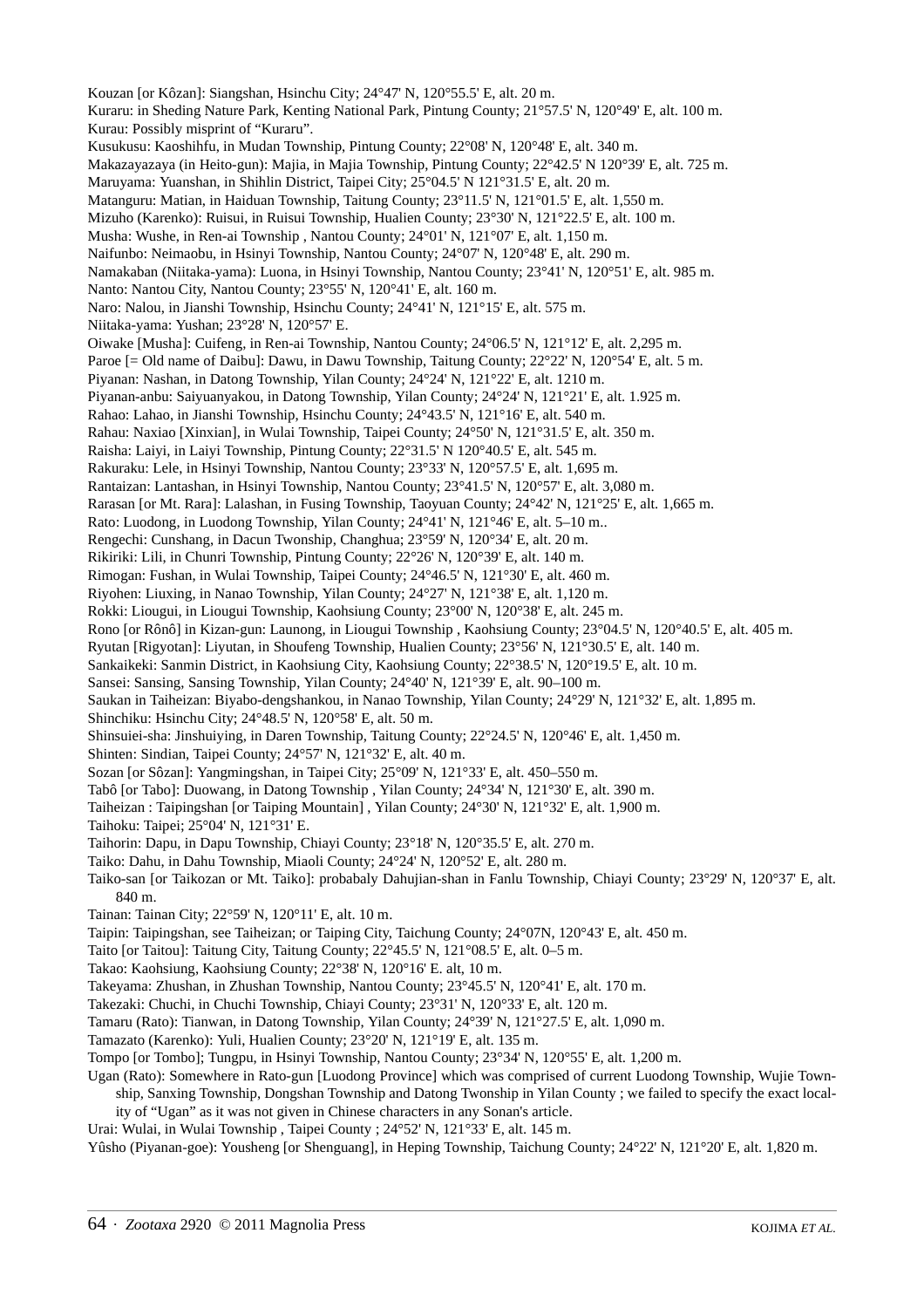Kouzan [or Kôzan]: Siangshan, Hsinchu City; 24°47' N, 120°55.5' E, alt. 20 m.
Kuraru: in Sheding Nature Park, Kenting National Park, Pintung County; 21°57.5' N, 120°49' E, alt. 100 m.
Kurau: Possibly misprint of "Kuraru".
Kusukusu: Kaoshihfu, in Mudan Township, Pintung County; 22°08' N, 120°48' E, alt. 340 m.
Makazayazaya (in Heito-gun): Majia, in Majia Township, Pintung County; 22°42.5' N 120°39' E, alt. 725 m.
Maruyama: Yuanshan, in Shihlin District, Taipei City; 25°04.5' N 121°31.5' E, alt. 20 m.
Matanguru: Matian, in Haiduan Township, Taitung County; 23°11.5' N, 121°01.5' E, alt. 1,550 m.
Mizuho (Karenko): Ruisui, in Ruisui Township, Hualien County; 23°30' N, 121°22.5' E, alt. 100 m.
Musha: Wushe, in Ren-ai Township , Nantou County; 24°01' N, 121°07' E, alt. 1,150 m.
Naifunbo: Neimaobu, in Hsinyi Township, Nantou County; 24°07' N, 120°48' E, alt. 290 m.
Namakaban (Niitaka-yama): Luona, in Hsinyi Township, Nantou County; 23°41' N, 120°51' E, alt. 985 m.
Nanto: Nantou City, Nantou County; 23°55' N, 120°41' E, alt. 160 m.
Naro: Nalou, in Jianshi Township, Hsinchu County; 24°41' N, 121°15' E, alt. 575 m.
Niitaka-yama: Yushan; 23°28' N, 120°57' E.
Oiwake [Musha]: Cuifeng, in Ren-ai Township, Nantou County; 24°06.5' N, 121°12' E, alt. 2,295 m.
Paroe [= Old name of Daibu]: Dawu, in Dawu Township, Taitung County; 22°22' N, 120°54' E, alt. 5 m.
Piyanan: Nashan, in Datong Township, Yilan County; 24°24' N, 121°22' E, alt. 1210 m.
Piyanan-anbu: Saiyuanyakou, in Datong Township, Yilan County; 24°24' N, 121°21' E, alt. 1.925 m.
Rahao: Lahao, in Jianshi Township, Hsinchu County; 24°43.5' N, 121°16' E, alt. 540 m.
Rahau: Naxiao [Xinxian], in Wulai Township, Taipei County; 24°50' N, 121°31.5' E, alt. 350 m.
Raisha: Laiyi, in Laiyi Township, Pintung County; 22°31.5' N 120°40.5' E, alt. 545 m.
Rakuraku: Lele, in Hsinyi Township, Nantou County; 23°33' N, 120°57.5' E, alt. 1,695 m.
Rantaizan: Lantashan, in Hsinyi Township, Nantou County; 23°41.5' N, 120°57' E, alt. 3,080 m.
Rarasan [or Mt. Rara]: Lalashan, in Fusing Township, Taoyuan County; 24°42' N, 121°25' E, alt. 1,665 m.
Rato: Luodong, in Luodong Township, Yilan County; 24°41' N, 121°46' E, alt. 5–10 m..
Rengechi: Cunshang, in Dacun Twonship, Changhua; 23°59' N, 120°34' E, alt. 20 m.
Rikiriki: Lili, in Chunri Township, Pintung County; 22°26' N, 120°39' E, alt. 140 m.
Rimogan: Fushan, in Wulai Township, Taipei County; 24°46.5' N, 121°30' E, alt. 460 m.
Riyohen: Liuxing, in Nanao Township, Yilan County; 24°27' N, 121°38' E, alt. 1,120 m.
Rokki: Liougui, in Liougui Township, Kaohsiung County; 23°00' N, 120°38' E, alt. 245 m.
Rono [or Rônô] in Kizan-gun: Launong, in Liougui Township , Kaohsiung County; 23°04.5' N, 120°40.5' E, alt. 405 m.
Ryutan [Rigyotan]: Liyutan, in Shoufeng Township, Hualien County; 23°56' N, 121°30.5' E, alt. 140 m.
Sankaikeki: Sanmin District, in Kaohsiung City, Kaohsiung County; 22°38.5' N, 120°19.5' E, alt. 10 m.
Sansei: Sansing, Sansing Township, Yilan County; 24°40' N, 121°39' E, alt. 90–100 m.
Saukan in Taiheizan: Biyabo-dengshankou, in Nanao Township, Yilan County; 24°29' N, 121°32' E, alt. 1,895 m.
Shinchiku: Hsinchu City; 24°48.5' N, 120°58' E, alt. 50 m.
Shinsuiei-sha: Jinshuiying, in Daren Township, Taitung County; 22°24.5' N, 120°46' E, alt. 1,450 m.
Shinten: Sindian, Taipei County; 24°57' N, 121°32' E, alt. 40 m.
Sozan [or Sôzan]: Yangmingshan, in Taipei City; 25°09' N, 121°33' E, alt. 450–550 m.
Tabô [or Tabo]: Duowang, in Datong Township , Yilan County; 24°34' N, 121°30' E, alt. 390 m.
Taiheizan : Taipingshan [or Taiping Mountain] , Yilan County; 24°30' N, 121°32' E, alt. 1,900 m.
Taihoku: Taipei; 25°04' N, 121°31' E.
Taihorin: Dapu, in Dapu Township, Chiayi County; 23°18' N, 120°35.5' E, alt. 270 m.
Taiko: Dahu, in Dahu Township, Miaoli County; 24°24' N, 120°52' E, alt. 280 m.
Taiko-san [or Taikozan or Mt. Taiko]: probabaly Dahujian-shan in Fanlu Township, Chiayi County; 23°29' N, 120°37' E, alt. 840 m.
Tainan: Tainan City; 22°59' N, 120°11' E, alt. 10 m.
Taipin: Taipingshan, see Taiheizan; or Taiping City, Taichung County; 24°07N, 120°43' E, alt. 450 m.
Taito [or Taitou]: Taitung City, Taitung County; 22°45.5' N, 121°08.5' E, alt. 0–5 m.
Takao: Kaohsiung, Kaohsiung County; 22°38' N, 120°16' E. alt, 10 m.
Takeyama: Zhushan, in Zhushan Township, Nantou County; 23°45.5' N, 120°41' E, alt. 170 m.
Takezaki: Chuchi, in Chuchi Township, Chiayi County; 23°31' N, 120°33' E, alt. 120 m.
Tamaru (Rato): Tianwan, in Datong Township, Yilan County; 24°39' N, 121°27.5' E, alt. 1,090 m.
Tamazato (Karenko): Yuli, Hualien County; 23°20' N, 121°19' E, alt. 135 m.
Tompo [or Tombo]; Tungpu, in Hsinyi Township, Nantou County; 23°34' N, 120°55' E, alt. 1,200 m.
Ugan (Rato): Somewhere in Rato-gun [Luodong Province] which was comprised of current Luodong Township, Wujie Township, Sanxing Township, Dongshan Township and Datong Twonship in Yilan County ; we failed to specify the exact locality of "Ugan" as it was not given in Chinese characters in any Sonan's article.
Urai: Wulai, in Wulai Township , Taipei County ; 24°52' N, 121°33' E, alt. 145 m.
Yûsho (Piyanan-goe): Yousheng [or Shenguang], in Heping Township, Taichung County; 24°22' N, 121°20' E, alt. 1,820 m.